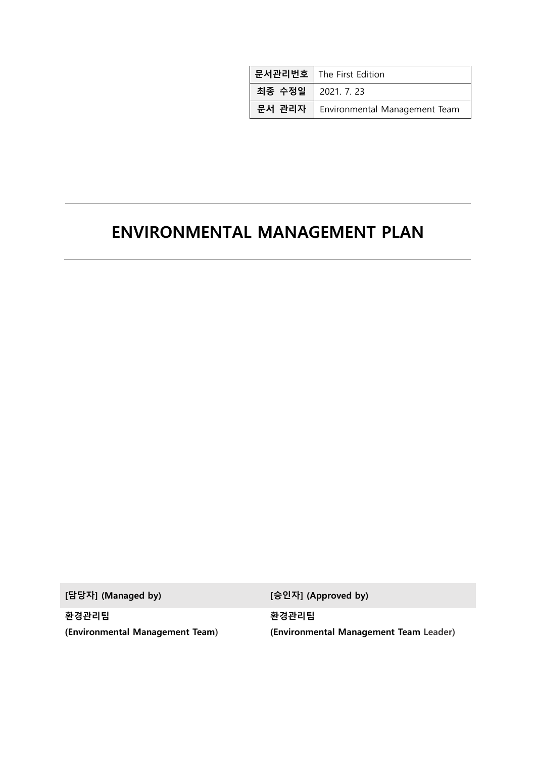| 문서관리번호 | The First Edition |
| --- | --- |
| 최종 수정일 | 2021. 7. 23 |
| 문서 관리자 | Environmental Management Team |

# ENVIRONMENTAL MANAGEMENT PLAN

| [담당자] (Managed by) | [승인자] (Approved by) |
| --- | --- |
| 환경관리팀 | 환경관리팀 |
| (Environmental Management Team) | (Environmental Management Team Leader) |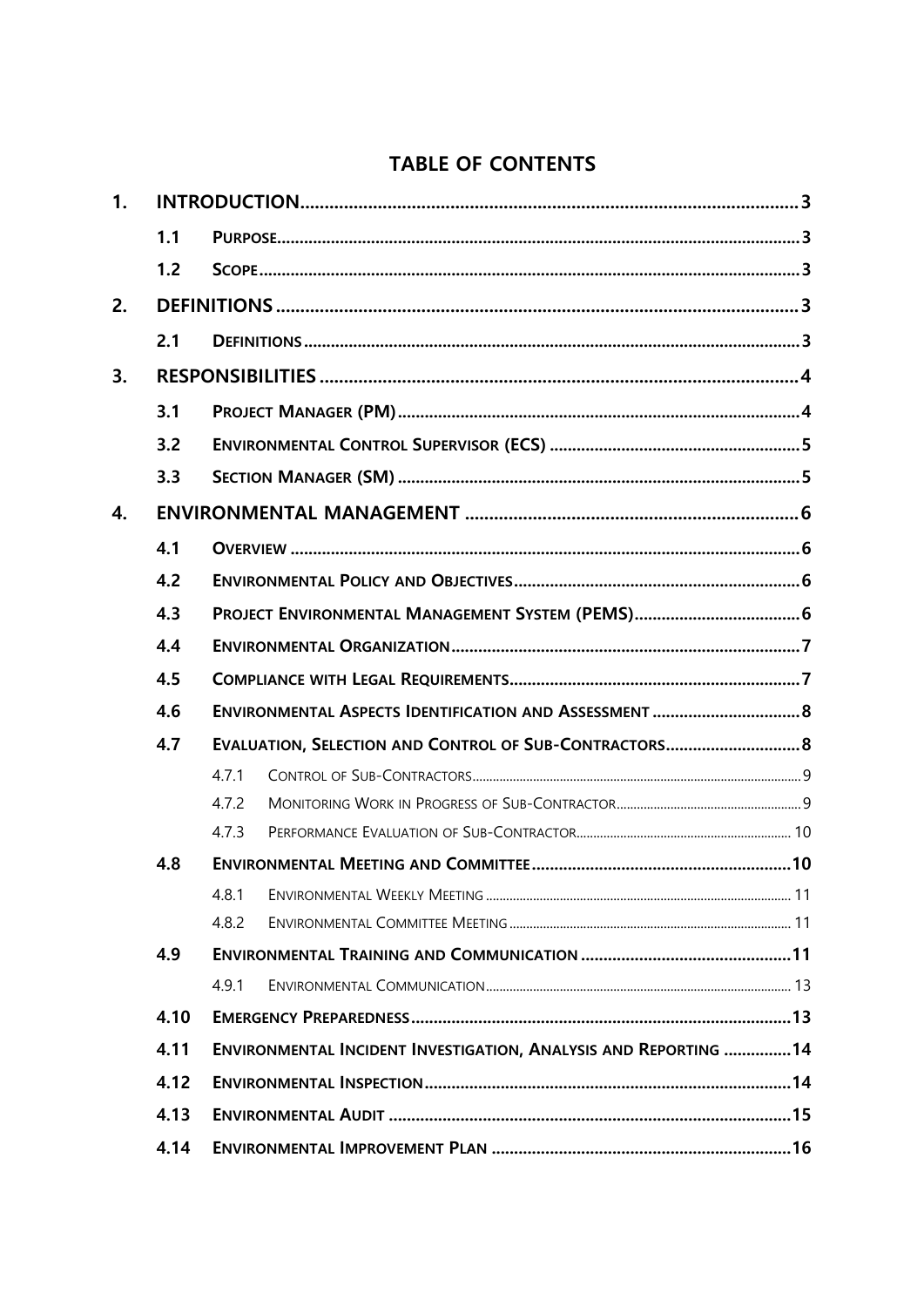# TABLE OF CONTENTS

| | | | |
|---|---|---|---|
| **1.** | **INTRODUCTION** | | **3** |
| | **1.1** | **PURPOSE** | **3** |
| | **1.2** | **SCOPE** | **3** |
| **2.** | **DEFINITIONS** | | **3** |
| | **2.1** | **DEFINITIONS** | **3** |
| **3.** | **RESPONSIBILITIES** | | **4** |
| | **3.1** | **PROJECT MANAGER (PM)** | **4** |
| | **3.2** | **ENVIRONMENTAL CONTROL SUPERVISOR (ECS)** | **5** |
| | **3.3** | **SECTION MANAGER (SM)** | **5** |
| **4.** | **ENVIRONMENTAL MANAGEMENT** | | **6** |
| | **4.1** | **OVERVIEW** | **6** |
| | **4.2** | **ENVIRONMENTAL POLICY AND OBJECTIVES** | **6** |
| | **4.3** | **PROJECT ENVIRONMENTAL MANAGEMENT SYSTEM (PEMS)** | **6** |
| | **4.4** | **ENVIRONMENTAL ORGANIZATION** | **7** |
| | **4.5** | **COMPLIANCE WITH LEGAL REQUIREMENTS** | **7** |
| | **4.6** | **ENVIRONMENTAL ASPECTS IDENTIFICATION AND ASSESSMENT** | **8** |
| | **4.7** | **EVALUATION, SELECTION AND CONTROL OF SUB-CONTRACTORS** | **8** |
| | 4.7.1 | CONTROL OF SUB-CONTRACTORS | 9 |
| | 4.7.2 | MONITORING WORK IN PROGRESS OF SUB-CONTRACTOR | 9 |
| | 4.7.3 | PERFORMANCE EVALUATION OF SUB-CONTRACTOR | 10 |
| | **4.8** | **ENVIRONMENTAL MEETING AND COMMITTEE** | **10** |
| | 4.8.1 | ENVIRONMENTAL WEEKLY MEETING | 11 |
| | 4.8.2 | ENVIRONMENTAL COMMITTEE MEETING | 11 |
| | **4.9** | **ENVIRONMENTAL TRAINING AND COMMUNICATION** | **11** |
| | 4.9.1 | ENVIRONMENTAL COMMUNICATION | 13 |
| | **4.10** | **EMERGENCY PREPAREDNESS** | **13** |
| | **4.11** | **ENVIRONMENTAL INCIDENT INVESTIGATION, ANALYSIS AND REPORTING** | **14** |
| | **4.12** | **ENVIRONMENTAL INSPECTION** | **14** |
| | **4.13** | **ENVIRONMENTAL AUDIT** | **15** |
| | **4.14** | **ENVIRONMENTAL IMPROVEMENT PLAN** | **16** |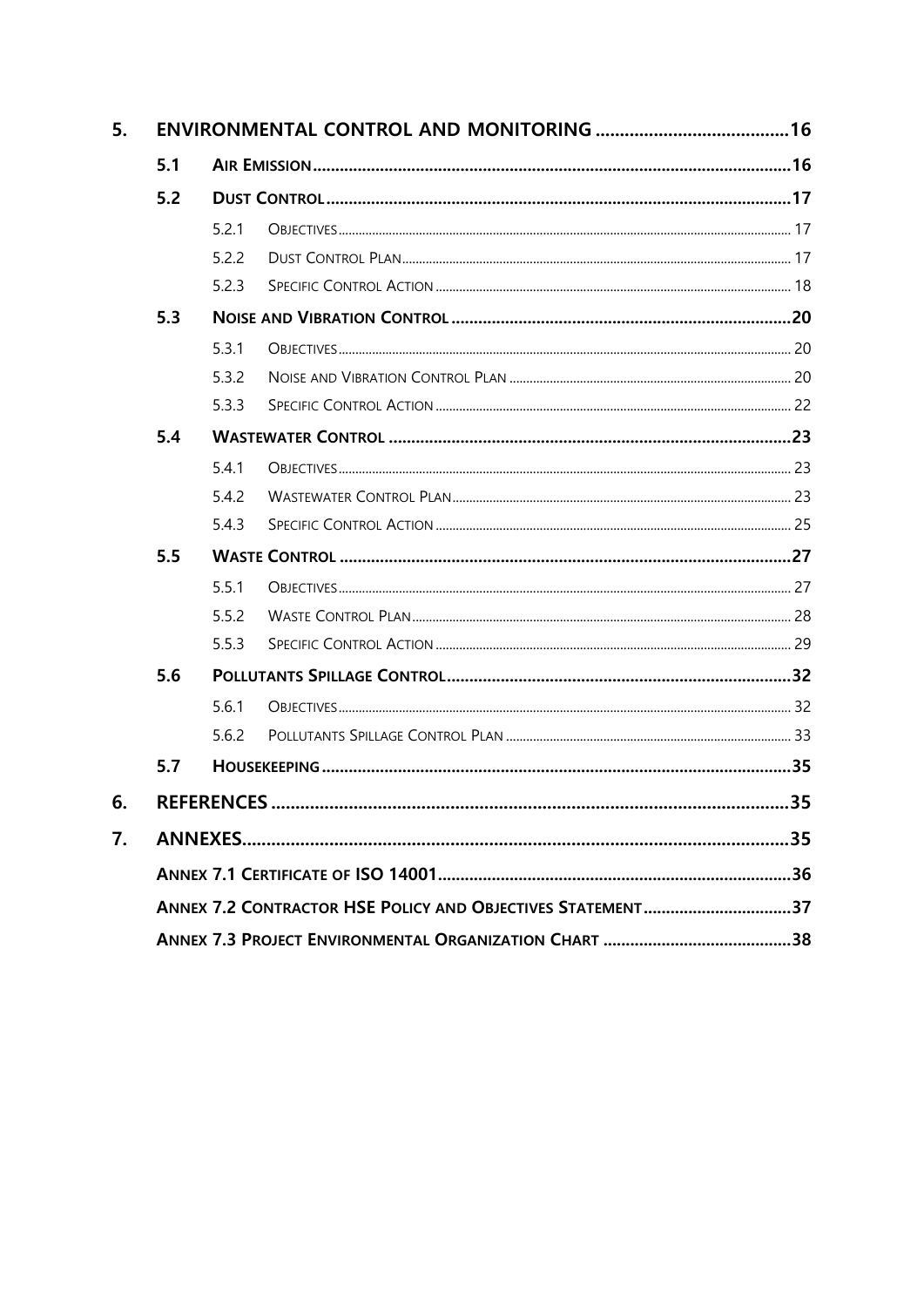5. **ENVIRONMENTAL CONTROL AND MONITORING** ........................................ 16

   5.1 **AIR EMISSION** ........................................ 16

   5.2 **DUST CONTROL** ........................................ 17

      5.2.1 OBJECTIVES ........................................ 17

      5.2.2 DUST CONTROL PLAN ........................................ 17

      5.2.3 SPECIFIC CONTROL ACTION ........................................ 18

   5.3 **NOISE AND VIBRATION CONTROL** ........................................ 20

      5.3.1 OBJECTIVES ........................................ 20

      5.3.2 NOISE AND VIBRATION CONTROL PLAN ........................................ 20

      5.3.3 SPECIFIC CONTROL ACTION ........................................ 22

   5.4 **WASTEWATER CONTROL** ........................................ 23

      5.4.1 OBJECTIVES ........................................ 23

      5.4.2 WASTEWATER CONTROL PLAN ........................................ 23

      5.4.3 SPECIFIC CONTROL ACTION ........................................ 25

   5.5 **WASTE CONTROL** ........................................ 27

      5.5.1 OBJECTIVES ........................................ 27

      5.5.2 WASTE CONTROL PLAN ........................................ 28

      5.5.3 SPECIFIC CONTROL ACTION ........................................ 29

   5.6 **POLLUTANTS SPILLAGE CONTROL** ........................................ 32

      5.6.1 OBJECTIVES ........................................ 32

      5.6.2 POLLUTANTS SPILLAGE CONTROL PLAN ........................................ 33

   5.7 **HOUSEKEEPING** ........................................ 35

6. **REFERENCES** ........................................ 35

7. **ANNEXES** ........................................ 35

   **ANNEX 7.1 CERTIFICATE OF ISO 14001** ........................................ 36

   **ANNEX 7.2 CONTRACTOR HSE POLICY AND OBJECTIVES STATEMENT** ........................................ 37

   **ANNEX 7.3 PROJECT ENVIRONMENTAL ORGANIZATION CHART** ........................................ 38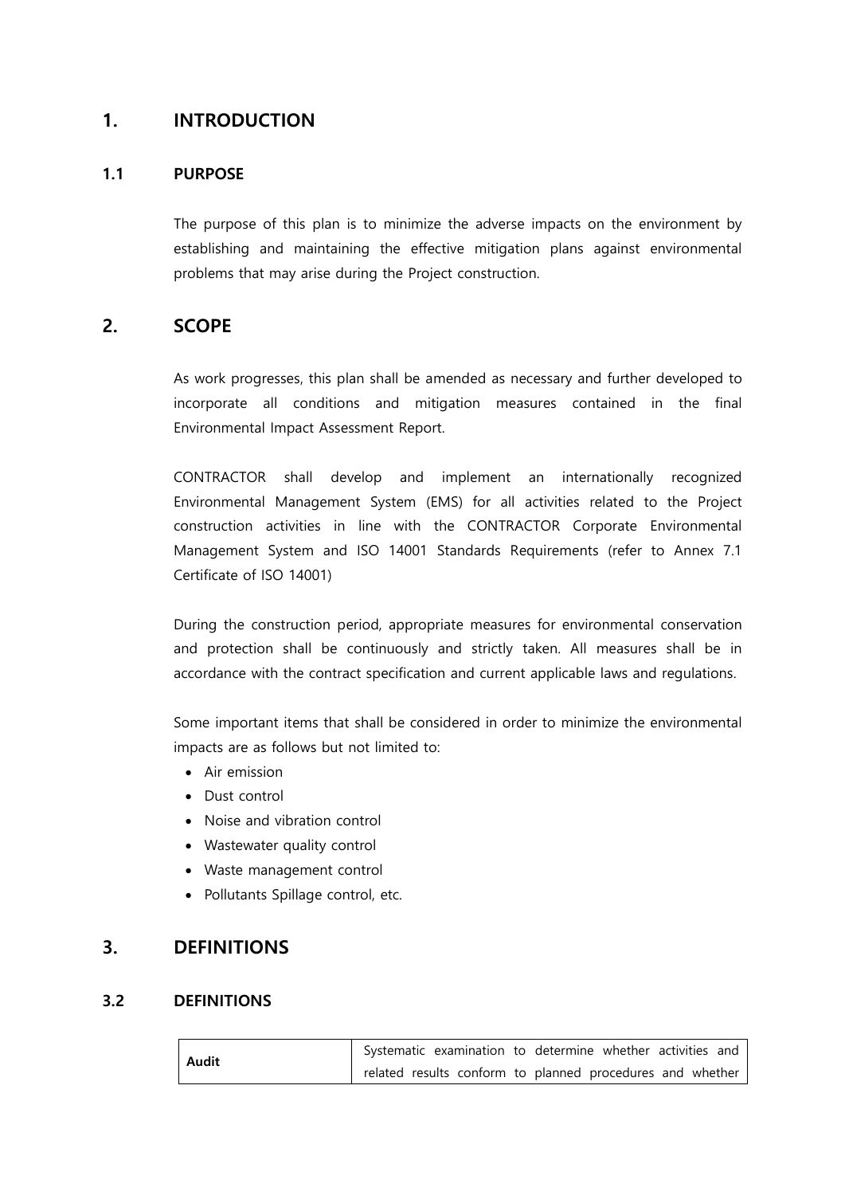# 1. INTRODUCTION

## 1.1 PURPOSE

The purpose of this plan is to minimize the adverse impacts on the environment by establishing and maintaining the effective mitigation plans against environmental problems that may arise during the Project construction.

# 2. SCOPE

As work progresses, this plan shall be amended as necessary and further developed to incorporate all conditions and mitigation measures contained in the final Environmental Impact Assessment Report.

CONTRACTOR shall develop and implement an internationally recognized Environmental Management System (EMS) for all activities related to the Project construction activities in line with the CONTRACTOR Corporate Environmental Management System and ISO 14001 Standards Requirements (refer to Annex 7.1 Certificate of ISO 14001)

During the construction period, appropriate measures for environmental conservation and protection shall be continuously and strictly taken. All measures shall be in accordance with the contract specification and current applicable laws and regulations.

Some important items that shall be considered in order to minimize the environmental impacts are as follows but not limited to:

- Air emission
- Dust control
- Noise and vibration control
- Wastewater quality control
- Waste management control
- Pollutants Spillage control, etc.

# 3. DEFINITIONS

## 3.2 DEFINITIONS

| | |
|---|---|
| **Audit** | Systematic examination to determine whether activities and related results conform to planned procedures and whether |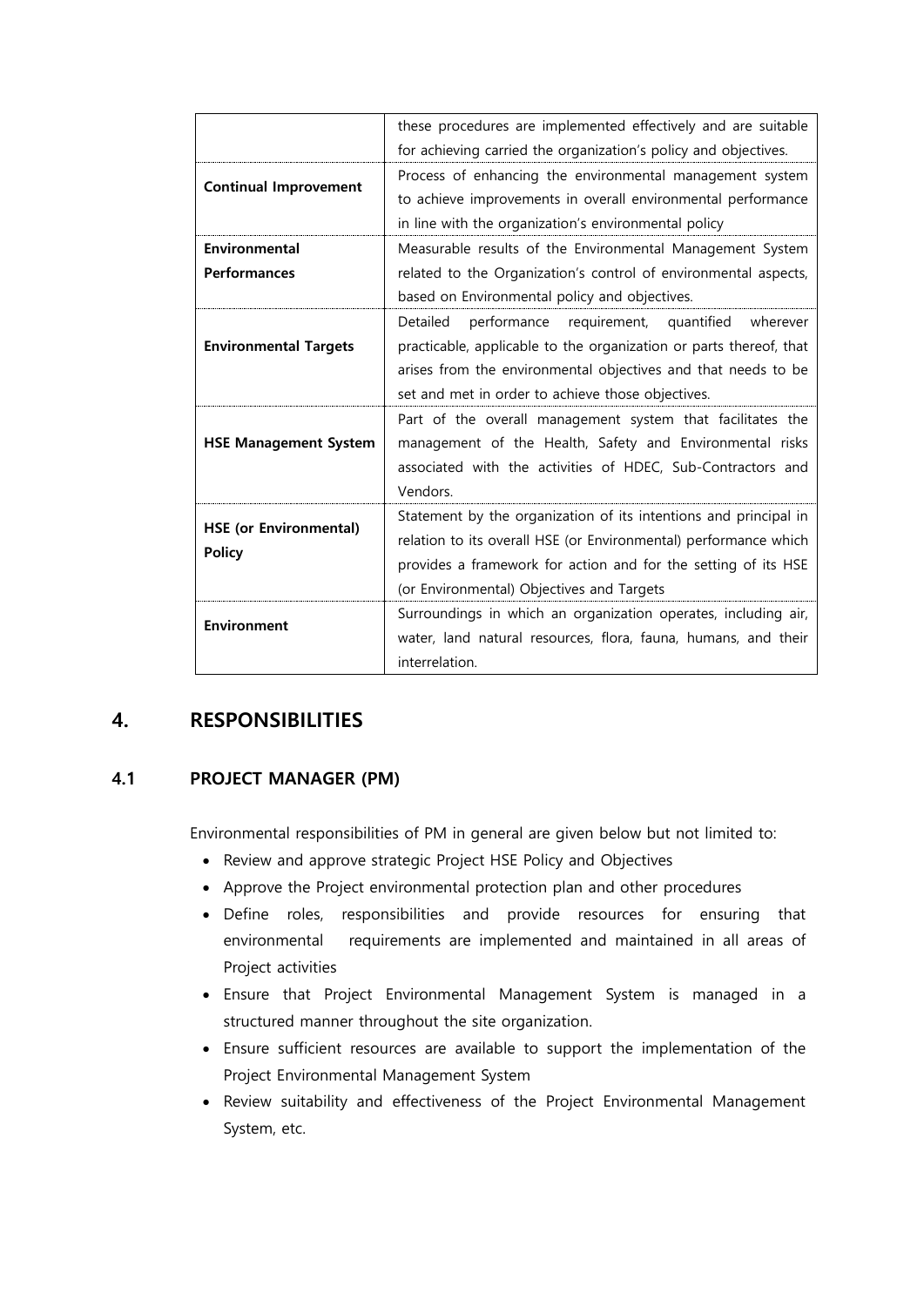|  |  |
| --- | --- |
|  | these procedures are implemented effectively and are suitable for achieving carried the organization's policy and objectives. |
| **Continual Improvement** | Process of enhancing the environmental management system to achieve improvements in overall environmental performance in line with the organization's environmental policy |
| **Environmental Performances** | Measurable results of the Environmental Management System related to the Organization's control of environmental aspects, based on Environmental policy and objectives. |
| **Environmental Targets** | Detailed performance requirement, quantified wherever practicable, applicable to the organization or parts thereof, that arises from the environmental objectives and that needs to be set and met in order to achieve those objectives. |
| **HSE Management System** | Part of the overall management system that facilitates the management of the Health, Safety and Environmental risks associated with the activities of HDEC, Sub-Contractors and Vendors. |
| **HSE (or Environmental) Policy** | Statement by the organization of its intentions and principal in relation to its overall HSE (or Environmental) performance which provides a framework for action and for the setting of its HSE (or Environmental) Objectives and Targets |
| **Environment** | Surroundings in which an organization operates, including air, water, land natural resources, flora, fauna, humans, and their interrelation. |

# 4. RESPONSIBILITIES

## 4.1 PROJECT MANAGER (PM)

Environmental responsibilities of PM in general are given below but not limited to:

- Review and approve strategic Project HSE Policy and Objectives
- Approve the Project environmental protection plan and other procedures
- Define roles, responsibilities and provide resources for ensuring that environmental requirements are implemented and maintained in all areas of Project activities
- Ensure that Project Environmental Management System is managed in a structured manner throughout the site organization.
- Ensure sufficient resources are available to support the implementation of the Project Environmental Management System
- Review suitability and effectiveness of the Project Environmental Management System, etc.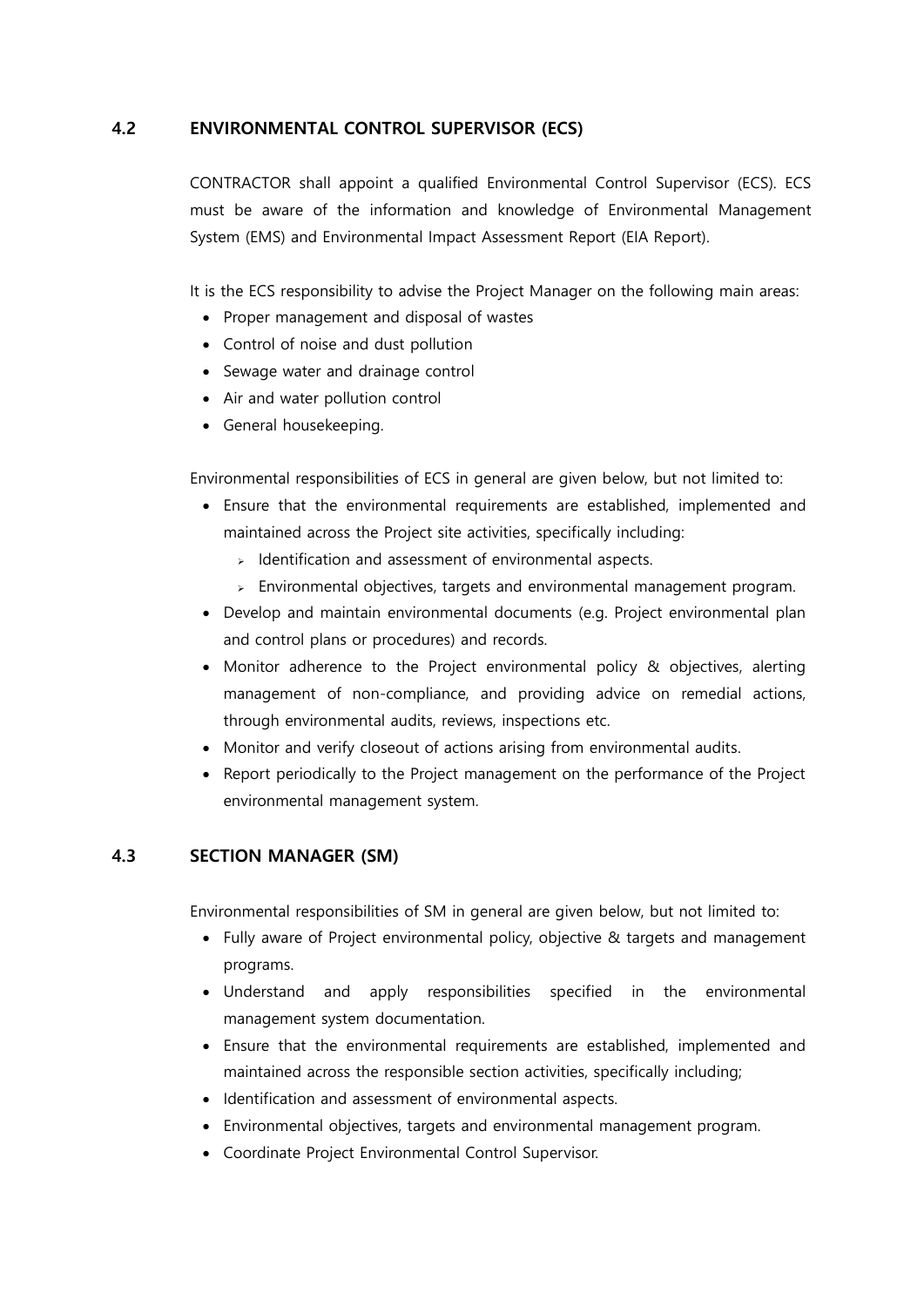## 4.2 ENVIRONMENTAL CONTROL SUPERVISOR (ECS)

CONTRACTOR shall appoint a qualified Environmental Control Supervisor (ECS). ECS must be aware of the information and knowledge of Environmental Management System (EMS) and Environmental Impact Assessment Report (EIA Report).

It is the ECS responsibility to advise the Project Manager on the following main areas:

- Proper management and disposal of wastes
- Control of noise and dust pollution
- Sewage water and drainage control
- Air and water pollution control
- General housekeeping.

Environmental responsibilities of ECS in general are given below, but not limited to:

- Ensure that the environmental requirements are established, implemented and maintained across the Project site activities, specifically including:
  - Identification and assessment of environmental aspects.
  - Environmental objectives, targets and environmental management program.
- Develop and maintain environmental documents (e.g. Project environmental plan and control plans or procedures) and records.
- Monitor adherence to the Project environmental policy & objectives, alerting management of non-compliance, and providing advice on remedial actions, through environmental audits, reviews, inspections etc.
- Monitor and verify closeout of actions arising from environmental audits.
- Report periodically to the Project management on the performance of the Project environmental management system.

## 4.3 SECTION MANAGER (SM)

Environmental responsibilities of SM in general are given below, but not limited to:

- Fully aware of Project environmental policy, objective & targets and management programs.
- Understand and apply responsibilities specified in the environmental management system documentation.
- Ensure that the environmental requirements are established, implemented and maintained across the responsible section activities, specifically including;
- Identification and assessment of environmental aspects.
- Environmental objectives, targets and environmental management program.
- Coordinate Project Environmental Control Supervisor.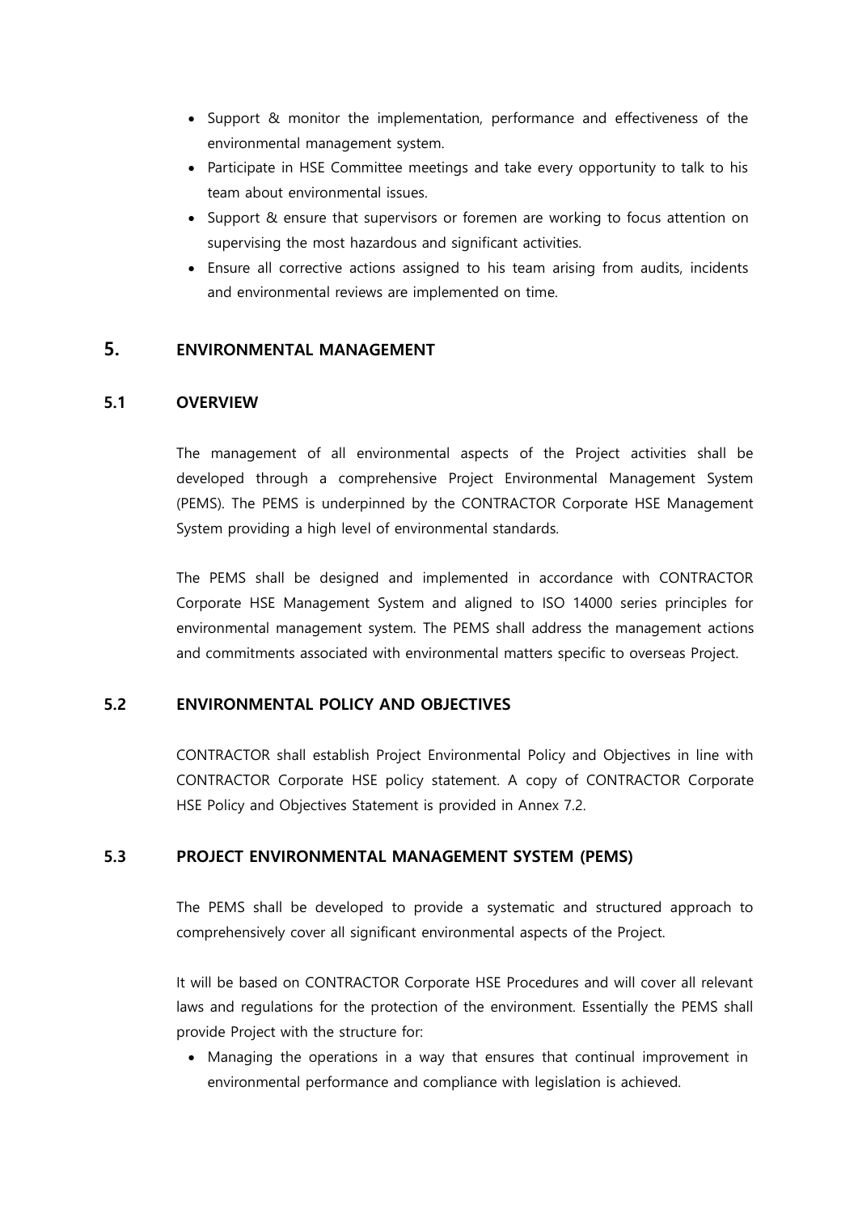- Support & monitor the implementation, performance and effectiveness of the environmental management system.
- Participate in HSE Committee meetings and take every opportunity to talk to his team about environmental issues.
- Support & ensure that supervisors or foremen are working to focus attention on supervising the most hazardous and significant activities.
- Ensure all corrective actions assigned to his team arising from audits, incidents and environmental reviews are implemented on time.

# 5. ENVIRONMENTAL MANAGEMENT

## 5.1 OVERVIEW

The management of all environmental aspects of the Project activities shall be developed through a comprehensive Project Environmental Management System (PEMS). The PEMS is underpinned by the CONTRACTOR Corporate HSE Management System providing a high level of environmental standards.

The PEMS shall be designed and implemented in accordance with CONTRACTOR Corporate HSE Management System and aligned to ISO 14000 series principles for environmental management system. The PEMS shall address the management actions and commitments associated with environmental matters specific to overseas Project.

## 5.2 ENVIRONMENTAL POLICY AND OBJECTIVES

CONTRACTOR shall establish Project Environmental Policy and Objectives in line with CONTRACTOR Corporate HSE policy statement. A copy of CONTRACTOR Corporate HSE Policy and Objectives Statement is provided in Annex 7.2.

## 5.3 PROJECT ENVIRONMENTAL MANAGEMENT SYSTEM (PEMS)

The PEMS shall be developed to provide a systematic and structured approach to comprehensively cover all significant environmental aspects of the Project.

It will be based on CONTRACTOR Corporate HSE Procedures and will cover all relevant laws and regulations for the protection of the environment. Essentially the PEMS shall provide Project with the structure for:

- Managing the operations in a way that ensures that continual improvement in environmental performance and compliance with legislation is achieved.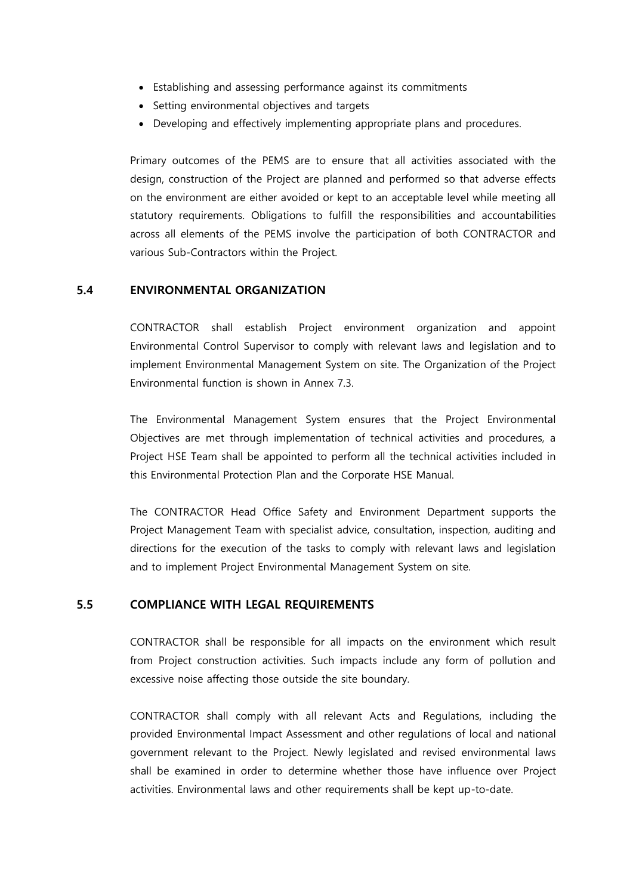- Establishing and assessing performance against its commitments
- Setting environmental objectives and targets
- Developing and effectively implementing appropriate plans and procedures.

Primary outcomes of the PEMS are to ensure that all activities associated with the design, construction of the Project are planned and performed so that adverse effects on the environment are either avoided or kept to an acceptable level while meeting all statutory requirements. Obligations to fulfill the responsibilities and accountabilities across all elements of the PEMS involve the participation of both CONTRACTOR and various Sub-Contractors within the Project.

## 5.4 ENVIRONMENTAL ORGANIZATION

CONTRACTOR shall establish Project environment organization and appoint Environmental Control Supervisor to comply with relevant laws and legislation and to implement Environmental Management System on site. The Organization of the Project Environmental function is shown in Annex 7.3.

The Environmental Management System ensures that the Project Environmental Objectives are met through implementation of technical activities and procedures, a Project HSE Team shall be appointed to perform all the technical activities included in this Environmental Protection Plan and the Corporate HSE Manual.

The CONTRACTOR Head Office Safety and Environment Department supports the Project Management Team with specialist advice, consultation, inspection, auditing and directions for the execution of the tasks to comply with relevant laws and legislation and to implement Project Environmental Management System on site.

## 5.5 COMPLIANCE WITH LEGAL REQUIREMENTS

CONTRACTOR shall be responsible for all impacts on the environment which result from Project construction activities. Such impacts include any form of pollution and excessive noise affecting those outside the site boundary.

CONTRACTOR shall comply with all relevant Acts and Regulations, including the provided Environmental Impact Assessment and other regulations of local and national government relevant to the Project. Newly legislated and revised environmental laws shall be examined in order to determine whether those have influence over Project activities. Environmental laws and other requirements shall be kept up-to-date.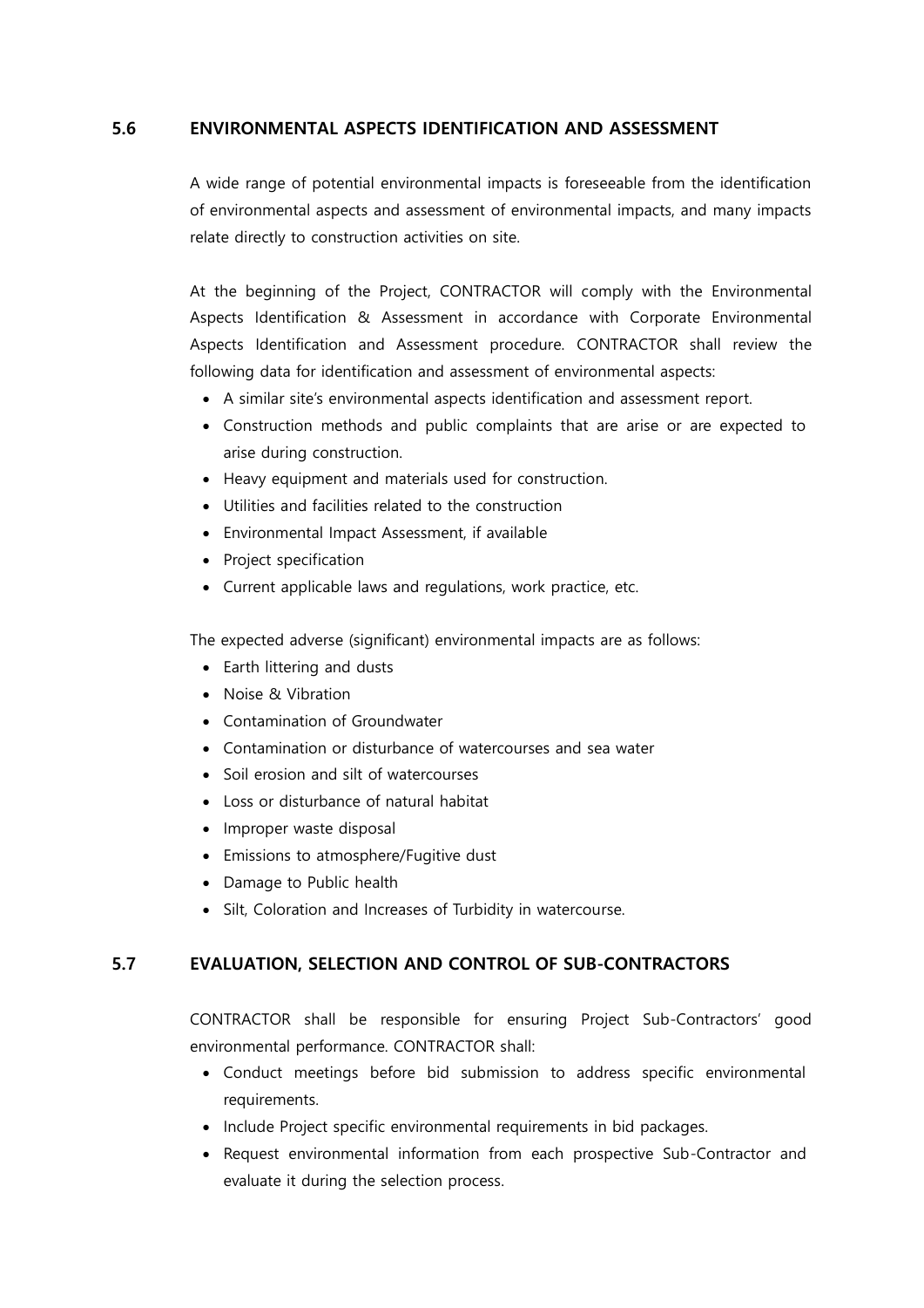## 5.6 ENVIRONMENTAL ASPECTS IDENTIFICATION AND ASSESSMENT

A wide range of potential environmental impacts is foreseeable from the identification of environmental aspects and assessment of environmental impacts, and many impacts relate directly to construction activities on site.

At the beginning of the Project, CONTRACTOR will comply with the Environmental Aspects Identification & Assessment in accordance with Corporate Environmental Aspects Identification and Assessment procedure. CONTRACTOR shall review the following data for identification and assessment of environmental aspects:

- A similar site's environmental aspects identification and assessment report.
- Construction methods and public complaints that are arise or are expected to arise during construction.
- Heavy equipment and materials used for construction.
- Utilities and facilities related to the construction
- Environmental Impact Assessment, if available
- Project specification
- Current applicable laws and regulations, work practice, etc.

The expected adverse (significant) environmental impacts are as follows:

- Earth littering and dusts
- Noise & Vibration
- Contamination of Groundwater
- Contamination or disturbance of watercourses and sea water
- Soil erosion and silt of watercourses
- Loss or disturbance of natural habitat
- Improper waste disposal
- Emissions to atmosphere/Fugitive dust
- Damage to Public health
- Silt, Coloration and Increases of Turbidity in watercourse.

## 5.7 EVALUATION, SELECTION AND CONTROL OF SUB-CONTRACTORS

CONTRACTOR shall be responsible for ensuring Project Sub-Contractors' good environmental performance. CONTRACTOR shall:

- Conduct meetings before bid submission to address specific environmental requirements.
- Include Project specific environmental requirements in bid packages.
- Request environmental information from each prospective Sub-Contractor and evaluate it during the selection process.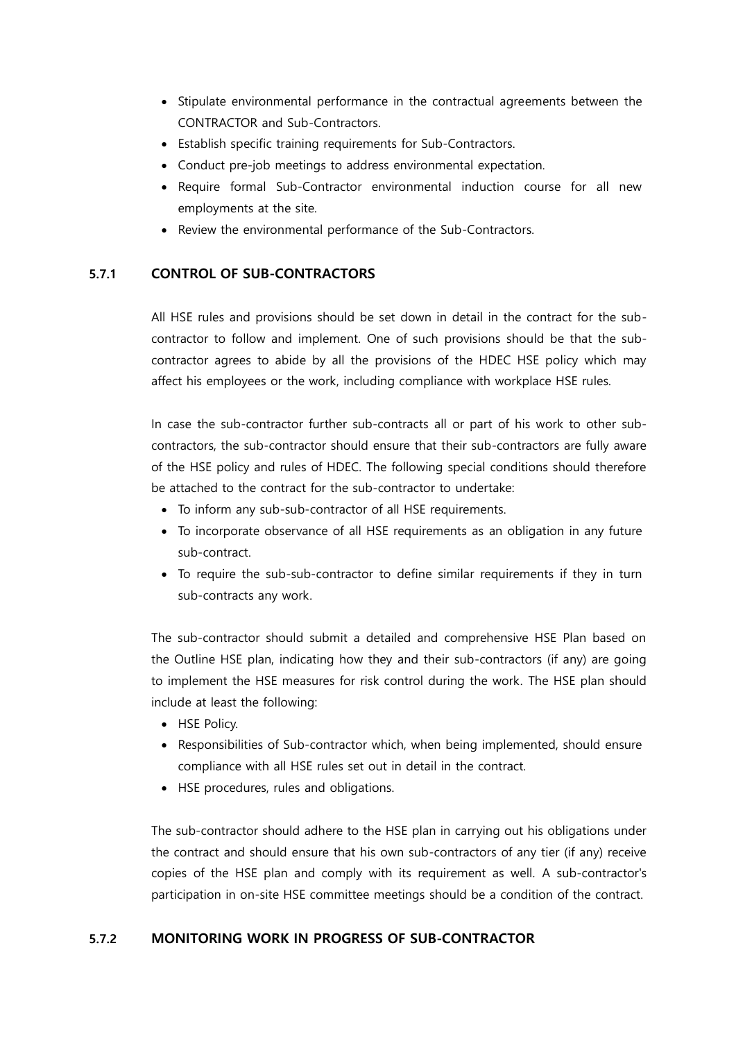- Stipulate environmental performance in the contractual agreements between the CONTRACTOR and Sub-Contractors.
- Establish specific training requirements for Sub-Contractors.
- Conduct pre-job meetings to address environmental expectation.
- Require formal Sub-Contractor environmental induction course for all new employments at the site.
- Review the environmental performance of the Sub-Contractors.

### 5.7.1 CONTROL OF SUB-CONTRACTORS

All HSE rules and provisions should be set down in detail in the contract for the sub-contractor to follow and implement. One of such provisions should be that the sub-contractor agrees to abide by all the provisions of the HDEC HSE policy which may affect his employees or the work, including compliance with workplace HSE rules.

In case the sub-contractor further sub-contracts all or part of his work to other sub-contractors, the sub-contractor should ensure that their sub-contractors are fully aware of the HSE policy and rules of HDEC. The following special conditions should therefore be attached to the contract for the sub-contractor to undertake:

- To inform any sub-sub-contractor of all HSE requirements.
- To incorporate observance of all HSE requirements as an obligation in any future sub-contract.
- To require the sub-sub-contractor to define similar requirements if they in turn sub-contracts any work.

The sub-contractor should submit a detailed and comprehensive HSE Plan based on the Outline HSE plan, indicating how they and their sub-contractors (if any) are going to implement the HSE measures for risk control during the work. The HSE plan should include at least the following:

- HSE Policy.
- Responsibilities of Sub-contractor which, when being implemented, should ensure compliance with all HSE rules set out in detail in the contract.
- HSE procedures, rules and obligations.

The sub-contractor should adhere to the HSE plan in carrying out his obligations under the contract and should ensure that his own sub-contractors of any tier (if any) receive copies of the HSE plan and comply with its requirement as well. A sub-contractor's participation in on-site HSE committee meetings should be a condition of the contract.

### 5.7.2 MONITORING WORK IN PROGRESS OF SUB-CONTRACTOR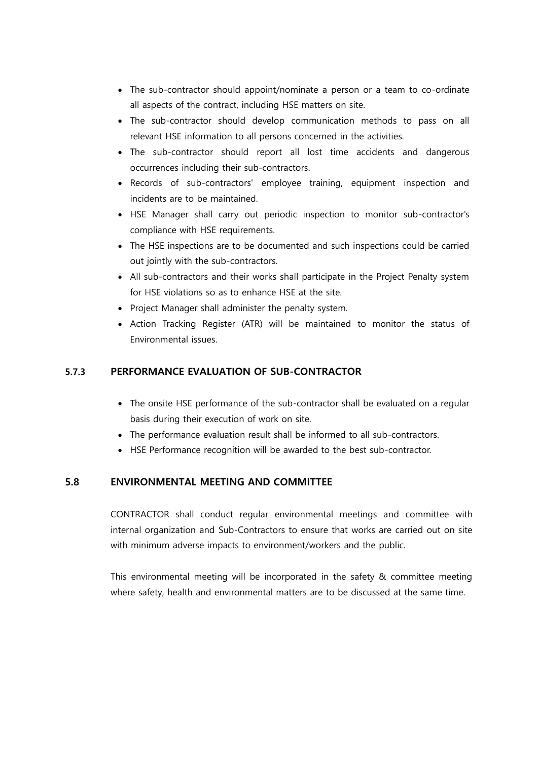- The sub-contractor should appoint/nominate a person or a team to co-ordinate all aspects of the contract, including HSE matters on site.
- The sub-contractor should develop communication methods to pass on all relevant HSE information to all persons concerned in the activities.
- The sub-contractor should report all lost time accidents and dangerous occurrences including their sub-contractors.
- Records of sub-contractors' employee training, equipment inspection and incidents are to be maintained.
- HSE Manager shall carry out periodic inspection to monitor sub-contractor's compliance with HSE requirements.
- The HSE inspections are to be documented and such inspections could be carried out jointly with the sub-contractors.
- All sub-contractors and their works shall participate in the Project Penalty system for HSE violations so as to enhance HSE at the site.
- Project Manager shall administer the penalty system.
- Action Tracking Register (ATR) will be maintained to monitor the status of Environmental issues.

#### 5.7.3 PERFORMANCE EVALUATION OF SUB-CONTRACTOR

- The onsite HSE performance of the sub-contractor shall be evaluated on a regular basis during their execution of work on site.
- The performance evaluation result shall be informed to all sub-contractors.
- HSE Performance recognition will be awarded to the best sub-contractor.

### 5.8 ENVIRONMENTAL MEETING AND COMMITTEE

CONTRACTOR shall conduct regular environmental meetings and committee with internal organization and Sub-Contractors to ensure that works are carried out on site with minimum adverse impacts to environment/workers and the public.

This environmental meeting will be incorporated in the safety & committee meeting where safety, health and environmental matters are to be discussed at the same time.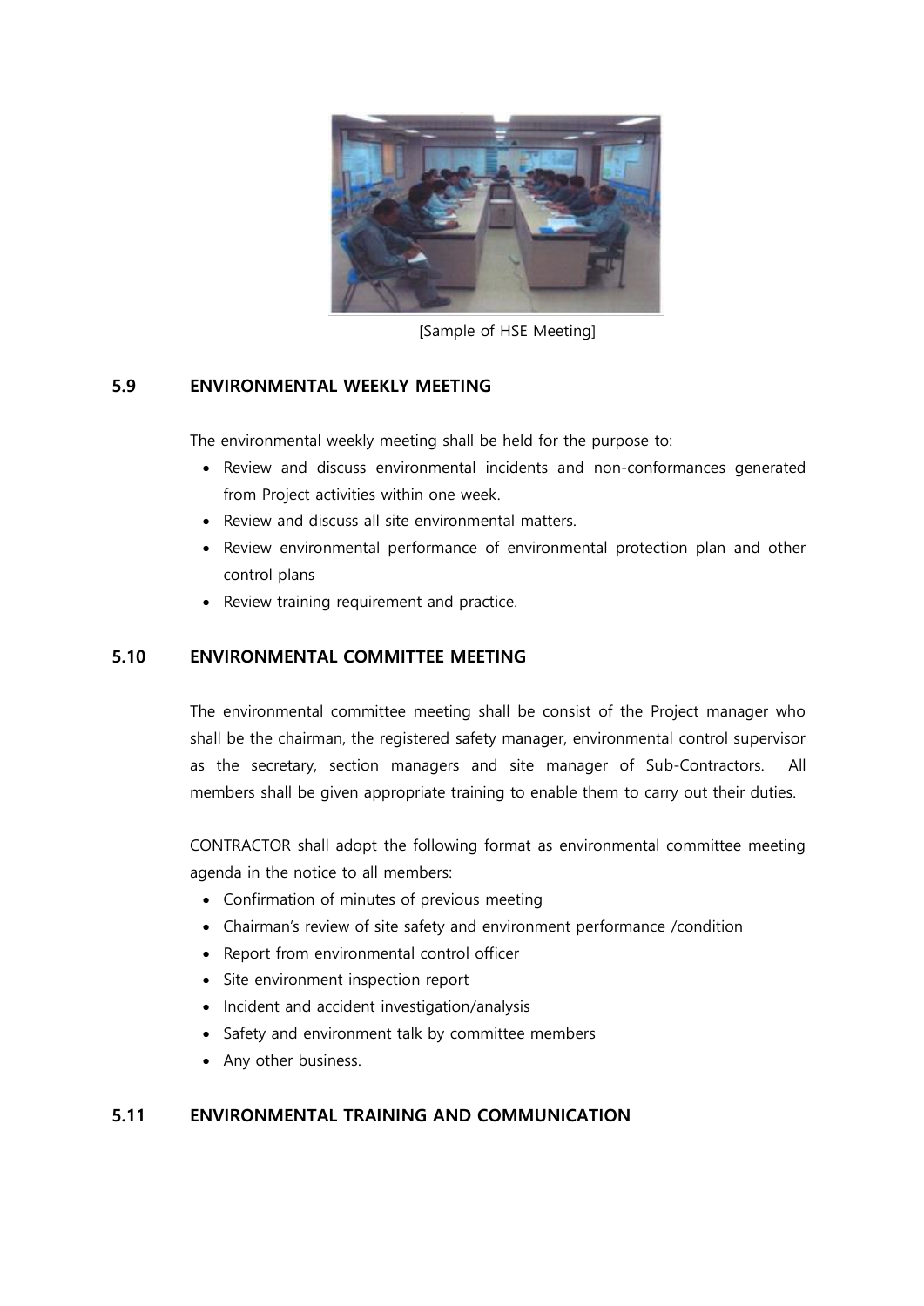[Sample of HSE Meeting]

## 5.9 ENVIRONMENTAL WEEKLY MEETING

The environmental weekly meeting shall be held for the purpose to:

- Review and discuss environmental incidents and non-conformances generated from Project activities within one week.
- Review and discuss all site environmental matters.
- Review environmental performance of environmental protection plan and other control plans
- Review training requirement and practice.

## 5.10 ENVIRONMENTAL COMMITTEE MEETING

The environmental committee meeting shall be consist of the Project manager who shall be the chairman, the registered safety manager, environmental control supervisor as the secretary, section managers and site manager of Sub-Contractors. All members shall be given appropriate training to enable them to carry out their duties.

CONTRACTOR shall adopt the following format as environmental committee meeting agenda in the notice to all members:

- Confirmation of minutes of previous meeting
- Chairman's review of site safety and environment performance /condition
- Report from environmental control officer
- Site environment inspection report
- Incident and accident investigation/analysis
- Safety and environment talk by committee members
- Any other business.

## 5.11 ENVIRONMENTAL TRAINING AND COMMUNICATION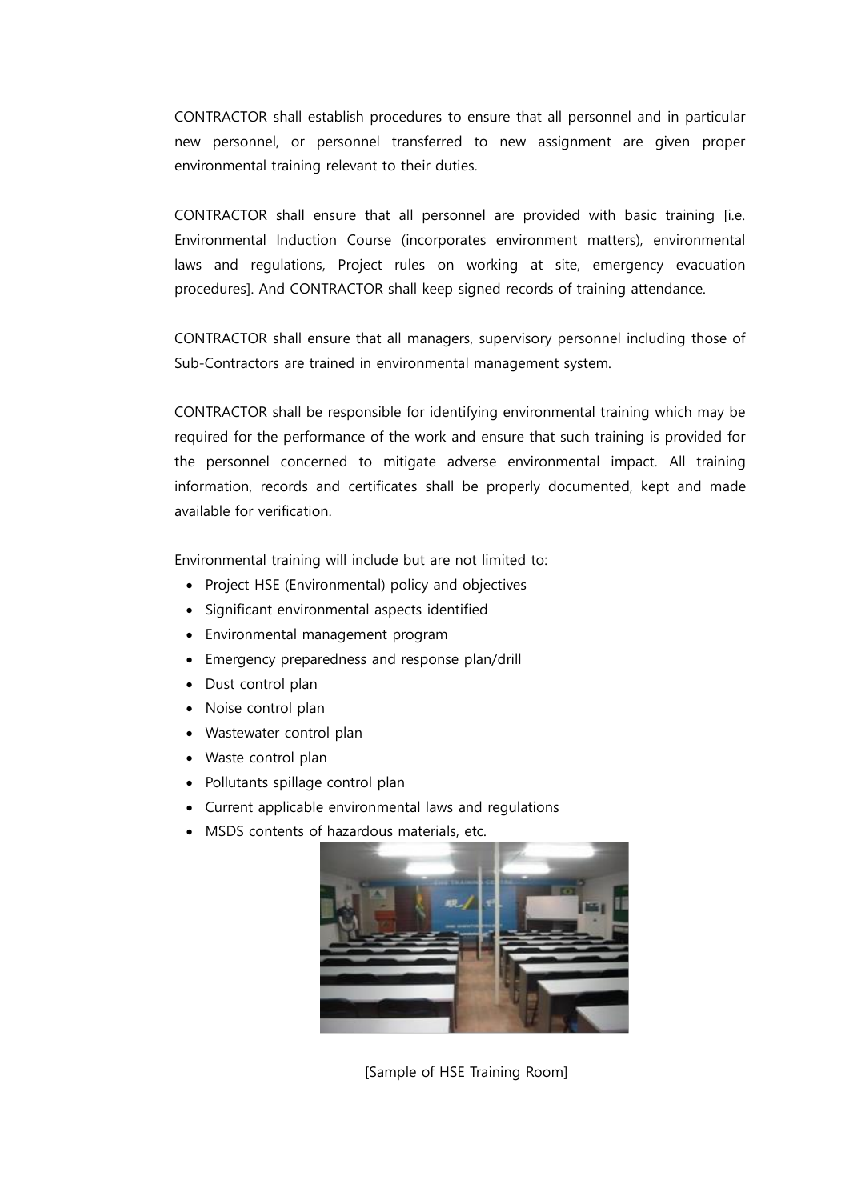CONTRACTOR shall establish procedures to ensure that all personnel and in particular new personnel, or personnel transferred to new assignment are given proper environmental training relevant to their duties.

CONTRACTOR shall ensure that all personnel are provided with basic training [i.e. Environmental Induction Course (incorporates environment matters), environmental laws and regulations, Project rules on working at site, emergency evacuation procedures]. And CONTRACTOR shall keep signed records of training attendance.

CONTRACTOR shall ensure that all managers, supervisory personnel including those of Sub-Contractors are trained in environmental management system.

CONTRACTOR shall be responsible for identifying environmental training which may be required for the performance of the work and ensure that such training is provided for the personnel concerned to mitigate adverse environmental impact. All training information, records and certificates shall be properly documented, kept and made available for verification.

Environmental training will include but are not limited to:

- Project HSE (Environmental) policy and objectives
- Significant environmental aspects identified
- Environmental management program
- Emergency preparedness and response plan/drill
- Dust control plan
- Noise control plan
- Wastewater control plan
- Waste control plan
- Pollutants spillage control plan
- Current applicable environmental laws and regulations
- MSDS contents of hazardous materials, etc.

[Sample of HSE Training Room]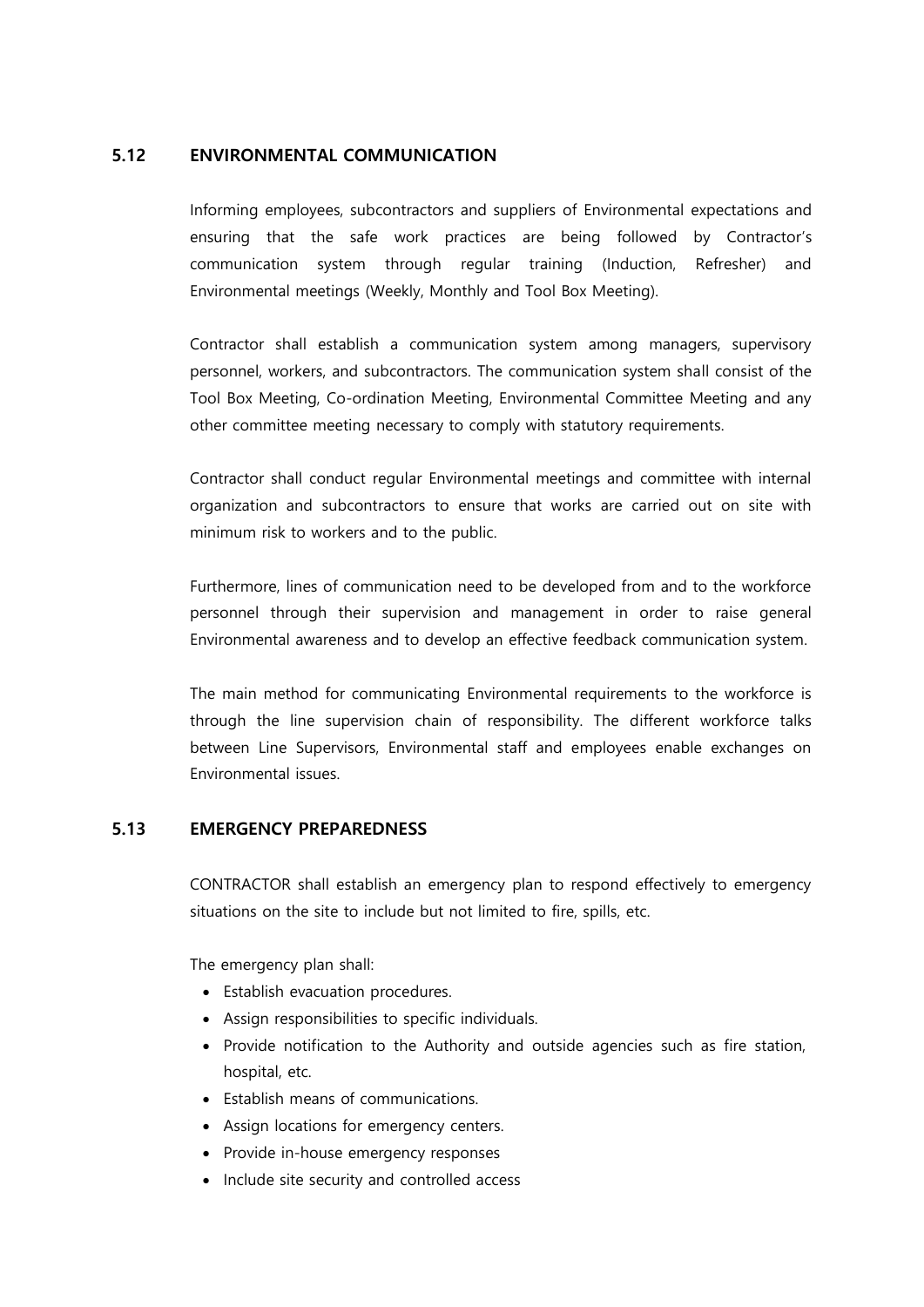### 5.12 ENVIRONMENTAL COMMUNICATION

Informing employees, subcontractors and suppliers of Environmental expectations and ensuring that the safe work practices are being followed by Contractor's communication system through regular training (Induction, Refresher) and Environmental meetings (Weekly, Monthly and Tool Box Meeting).

Contractor shall establish a communication system among managers, supervisory personnel, workers, and subcontractors. The communication system shall consist of the Tool Box Meeting, Co-ordination Meeting, Environmental Committee Meeting and any other committee meeting necessary to comply with statutory requirements.

Contractor shall conduct regular Environmental meetings and committee with internal organization and subcontractors to ensure that works are carried out on site with minimum risk to workers and to the public.

Furthermore, lines of communication need to be developed from and to the workforce personnel through their supervision and management in order to raise general Environmental awareness and to develop an effective feedback communication system.

The main method for communicating Environmental requirements to the workforce is through the line supervision chain of responsibility. The different workforce talks between Line Supervisors, Environmental staff and employees enable exchanges on Environmental issues.

### 5.13 EMERGENCY PREPAREDNESS

CONTRACTOR shall establish an emergency plan to respond effectively to emergency situations on the site to include but not limited to fire, spills, etc.

The emergency plan shall:

- Establish evacuation procedures.
- Assign responsibilities to specific individuals.
- Provide notification to the Authority and outside agencies such as fire station, hospital, etc.
- Establish means of communications.
- Assign locations for emergency centers.
- Provide in-house emergency responses
- Include site security and controlled access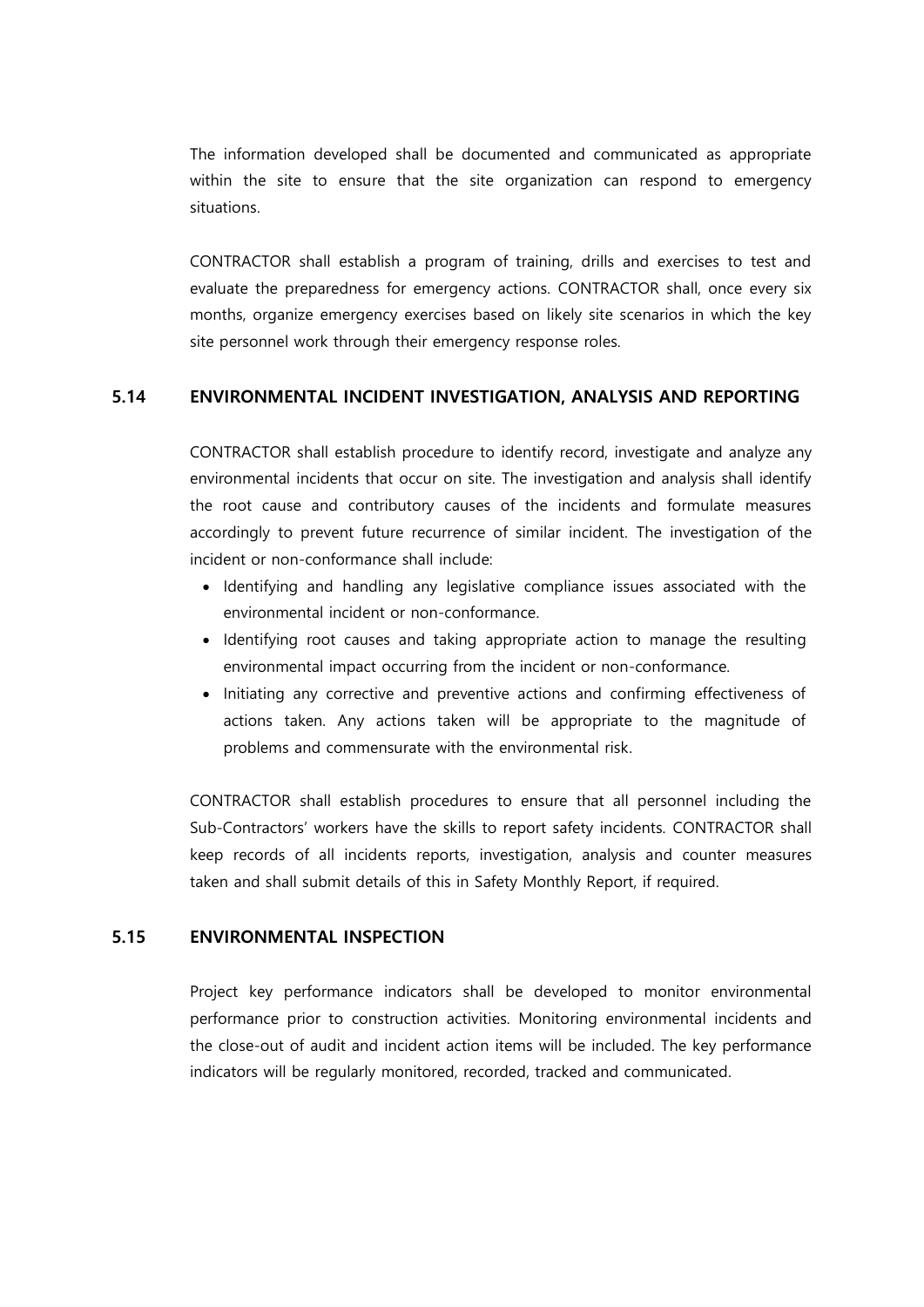The information developed shall be documented and communicated as appropriate within the site to ensure that the site organization can respond to emergency situations.

CONTRACTOR shall establish a program of training, drills and exercises to test and evaluate the preparedness for emergency actions. CONTRACTOR shall, once every six months, organize emergency exercises based on likely site scenarios in which the key site personnel work through their emergency response roles.

### 5.14 ENVIRONMENTAL INCIDENT INVESTIGATION, ANALYSIS AND REPORTING

CONTRACTOR shall establish procedure to identify record, investigate and analyze any environmental incidents that occur on site. The investigation and analysis shall identify the root cause and contributory causes of the incidents and formulate measures accordingly to prevent future recurrence of similar incident. The investigation of the incident or non-conformance shall include:

- Identifying and handling any legislative compliance issues associated with the environmental incident or non-conformance.
- Identifying root causes and taking appropriate action to manage the resulting environmental impact occurring from the incident or non-conformance.
- Initiating any corrective and preventive actions and confirming effectiveness of actions taken. Any actions taken will be appropriate to the magnitude of problems and commensurate with the environmental risk.

CONTRACTOR shall establish procedures to ensure that all personnel including the Sub-Contractors' workers have the skills to report safety incidents. CONTRACTOR shall keep records of all incidents reports, investigation, analysis and counter measures taken and shall submit details of this in Safety Monthly Report, if required.

### 5.15 ENVIRONMENTAL INSPECTION

Project key performance indicators shall be developed to monitor environmental performance prior to construction activities. Monitoring environmental incidents and the close-out of audit and incident action items will be included. The key performance indicators will be regularly monitored, recorded, tracked and communicated.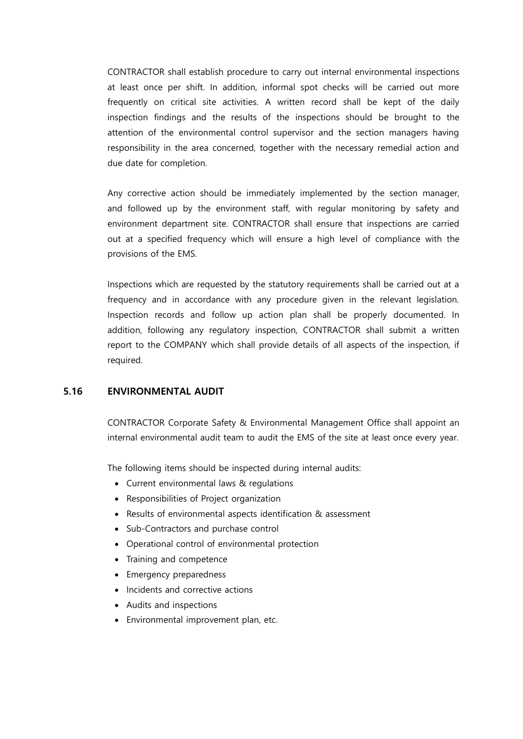CONTRACTOR shall establish procedure to carry out internal environmental inspections at least once per shift. In addition, informal spot checks will be carried out more frequently on critical site activities. A written record shall be kept of the daily inspection findings and the results of the inspections should be brought to the attention of the environmental control supervisor and the section managers having responsibility in the area concerned, together with the necessary remedial action and due date for completion.

Any corrective action should be immediately implemented by the section manager, and followed up by the environment staff, with regular monitoring by safety and environment department site. CONTRACTOR shall ensure that inspections are carried out at a specified frequency which will ensure a high level of compliance with the provisions of the EMS.

Inspections which are requested by the statutory requirements shall be carried out at a frequency and in accordance with any procedure given in the relevant legislation. Inspection records and follow up action plan shall be properly documented. In addition, following any regulatory inspection, CONTRACTOR shall submit a written report to the COMPANY which shall provide details of all aspects of the inspection, if required.

## 5.16 ENVIRONMENTAL AUDIT

CONTRACTOR Corporate Safety & Environmental Management Office shall appoint an internal environmental audit team to audit the EMS of the site at least once every year.

The following items should be inspected during internal audits:

- Current environmental laws & regulations
- Responsibilities of Project organization
- Results of environmental aspects identification & assessment
- Sub-Contractors and purchase control
- Operational control of environmental protection
- Training and competence
- Emergency preparedness
- Incidents and corrective actions
- Audits and inspections
- Environmental improvement plan, etc.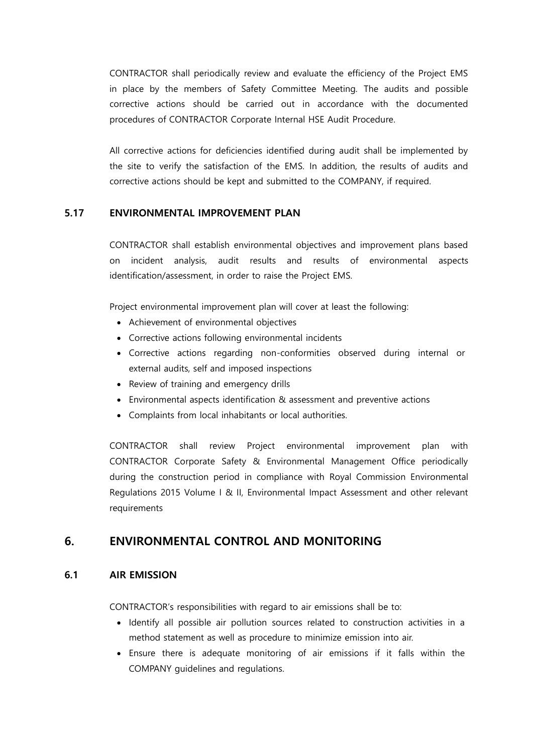CONTRACTOR shall periodically review and evaluate the efficiency of the Project EMS in place by the members of Safety Committee Meeting. The audits and possible corrective actions should be carried out in accordance with the documented procedures of CONTRACTOR Corporate Internal HSE Audit Procedure.

All corrective actions for deficiencies identified during audit shall be implemented by the site to verify the satisfaction of the EMS. In addition, the results of audits and corrective actions should be kept and submitted to the COMPANY, if required.

### 5.17 ENVIRONMENTAL IMPROVEMENT PLAN

CONTRACTOR shall establish environmental objectives and improvement plans based on incident analysis, audit results and results of environmental aspects identification/assessment, in order to raise the Project EMS.

Project environmental improvement plan will cover at least the following:

- Achievement of environmental objectives
- Corrective actions following environmental incidents
- Corrective actions regarding non-conformities observed during internal or external audits, self and imposed inspections
- Review of training and emergency drills
- Environmental aspects identification & assessment and preventive actions
- Complaints from local inhabitants or local authorities.

CONTRACTOR shall review Project environmental improvement plan with CONTRACTOR Corporate Safety & Environmental Management Office periodically during the construction period in compliance with Royal Commission Environmental Regulations 2015 Volume I & II, Environmental Impact Assessment and other relevant requirements

## 6. ENVIRONMENTAL CONTROL AND MONITORING

### 6.1 AIR EMISSION

CONTRACTOR's responsibilities with regard to air emissions shall be to:

- Identify all possible air pollution sources related to construction activities in a method statement as well as procedure to minimize emission into air.
- Ensure there is adequate monitoring of air emissions if it falls within the COMPANY guidelines and regulations.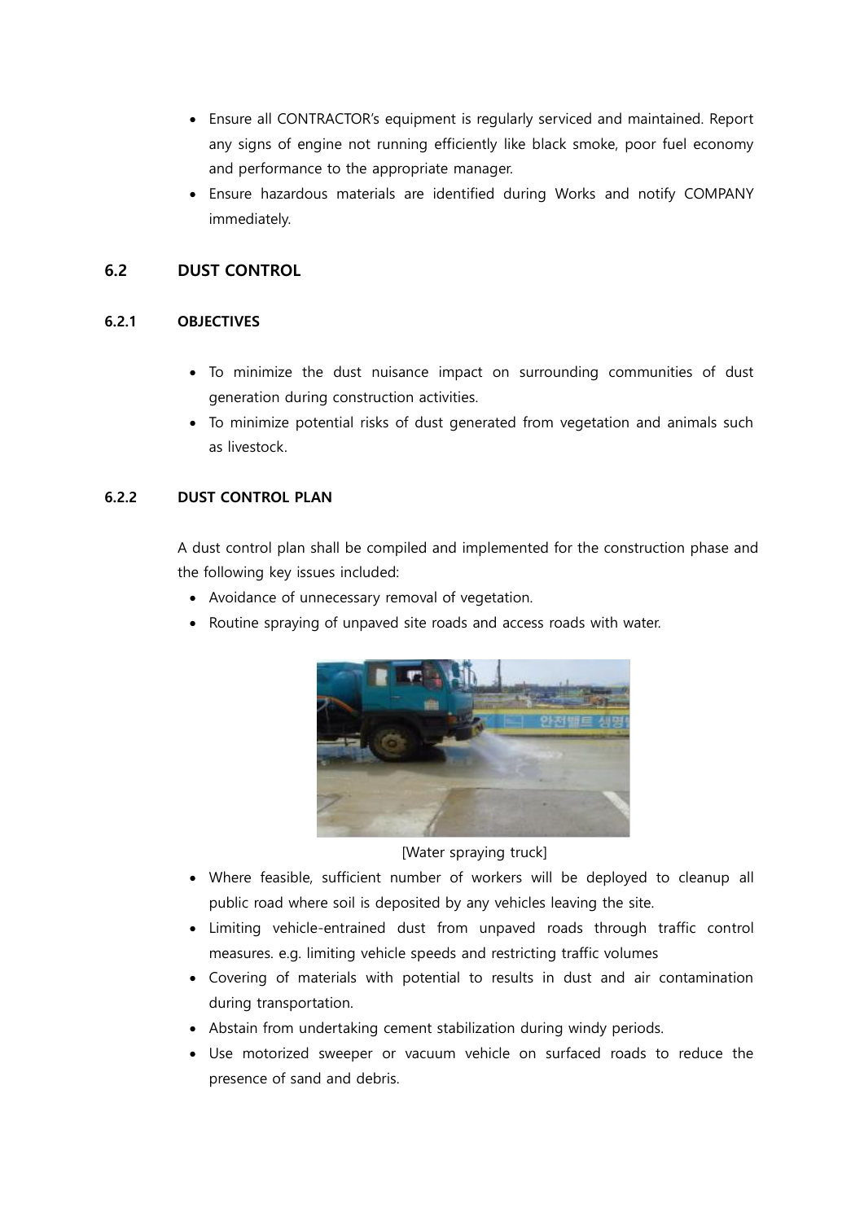- Ensure all CONTRACTOR's equipment is regularly serviced and maintained. Report any signs of engine not running efficiently like black smoke, poor fuel economy and performance to the appropriate manager.
- Ensure hazardous materials are identified during Works and notify COMPANY immediately.

## 6.2 DUST CONTROL

### 6.2.1 OBJECTIVES

- To minimize the dust nuisance impact on surrounding communities of dust generation during construction activities.
- To minimize potential risks of dust generated from vegetation and animals such as livestock.

### 6.2.2 DUST CONTROL PLAN

A dust control plan shall be compiled and implemented for the construction phase and the following key issues included:

- Avoidance of unnecessary removal of vegetation.
- Routine spraying of unpaved site roads and access roads with water.

[Water spraying truck]

- Where feasible, sufficient number of workers will be deployed to cleanup all public road where soil is deposited by any vehicles leaving the site.
- Limiting vehicle-entrained dust from unpaved roads through traffic control measures. e.g. limiting vehicle speeds and restricting traffic volumes
- Covering of materials with potential to results in dust and air contamination during transportation.
- Abstain from undertaking cement stabilization during windy periods.
- Use motorized sweeper or vacuum vehicle on surfaced roads to reduce the presence of sand and debris.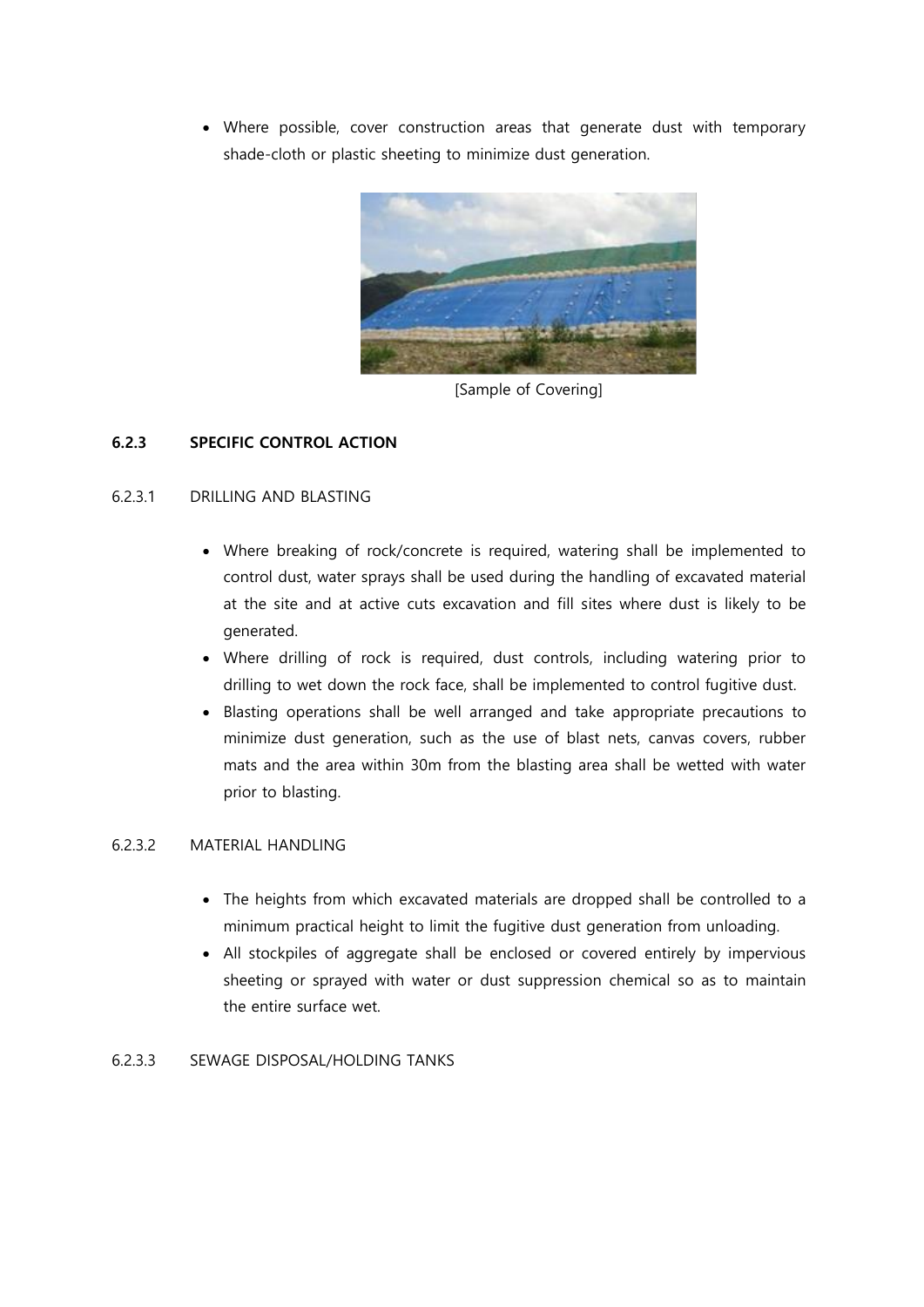- Where possible, cover construction areas that generate dust with temporary shade-cloth or plastic sheeting to minimize dust generation.

[Sample of Covering]

### 6.2.3 SPECIFIC CONTROL ACTION

#### 6.2.3.1 DRILLING AND BLASTING

- Where breaking of rock/concrete is required, watering shall be implemented to control dust, water sprays shall be used during the handling of excavated material at the site and at active cuts excavation and fill sites where dust is likely to be generated.
- Where drilling of rock is required, dust controls, including watering prior to drilling to wet down the rock face, shall be implemented to control fugitive dust.
- Blasting operations shall be well arranged and take appropriate precautions to minimize dust generation, such as the use of blast nets, canvas covers, rubber mats and the area within 30m from the blasting area shall be wetted with water prior to blasting.

#### 6.2.3.2 MATERIAL HANDLING

- The heights from which excavated materials are dropped shall be controlled to a minimum practical height to limit the fugitive dust generation from unloading.
- All stockpiles of aggregate shall be enclosed or covered entirely by impervious sheeting or sprayed with water or dust suppression chemical so as to maintain the entire surface wet.

#### 6.2.3.3 SEWAGE DISPOSAL/HOLDING TANKS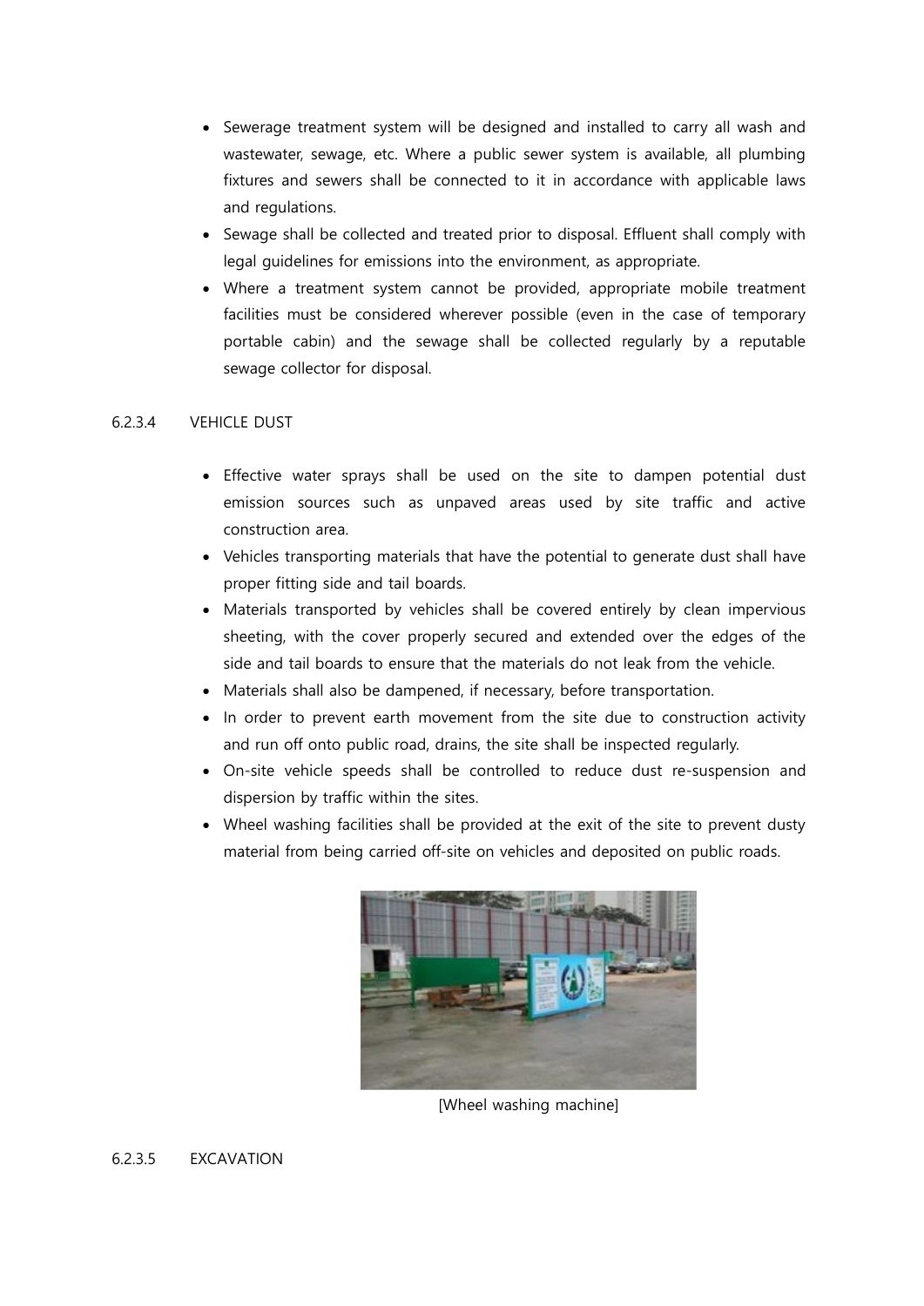- Sewerage treatment system will be designed and installed to carry all wash and wastewater, sewage, etc. Where a public sewer system is available, all plumbing fixtures and sewers shall be connected to it in accordance with applicable laws and regulations.
- Sewage shall be collected and treated prior to disposal. Effluent shall comply with legal guidelines for emissions into the environment, as appropriate.
- Where a treatment system cannot be provided, appropriate mobile treatment facilities must be considered wherever possible (even in the case of temporary portable cabin) and the sewage shall be collected regularly by a reputable sewage collector for disposal.

#### 6.2.3.4 VEHICLE DUST

- Effective water sprays shall be used on the site to dampen potential dust emission sources such as unpaved areas used by site traffic and active construction area.
- Vehicles transporting materials that have the potential to generate dust shall have proper fitting side and tail boards.
- Materials transported by vehicles shall be covered entirely by clean impervious sheeting, with the cover properly secured and extended over the edges of the side and tail boards to ensure that the materials do not leak from the vehicle.
- Materials shall also be dampened, if necessary, before transportation.
- In order to prevent earth movement from the site due to construction activity and run off onto public road, drains, the site shall be inspected regularly.
- On-site vehicle speeds shall be controlled to reduce dust re-suspension and dispersion by traffic within the sites.
- Wheel washing facilities shall be provided at the exit of the site to prevent dusty material from being carried off-site on vehicles and deposited on public roads.

[Wheel washing machine]

#### 6.2.3.5 EXCAVATION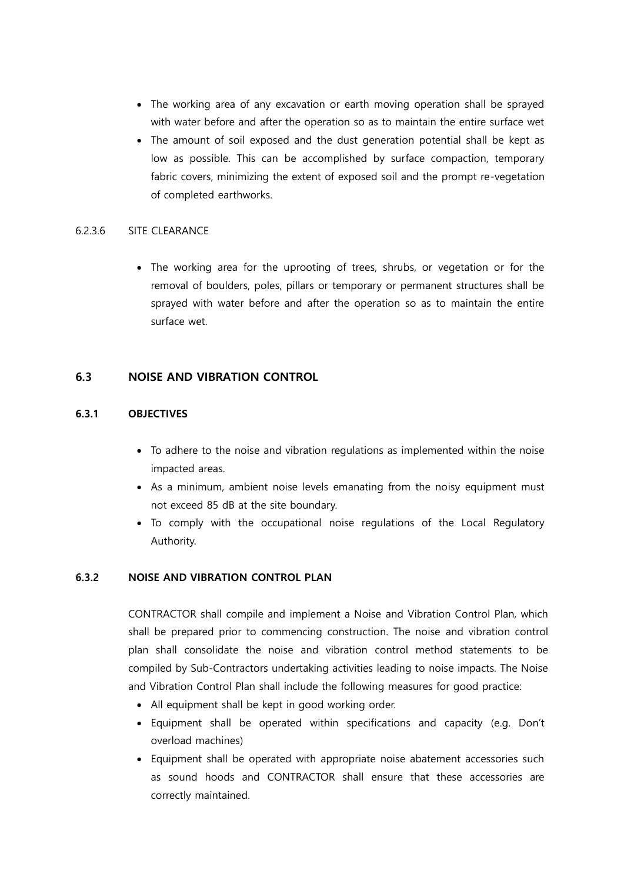- The working area of any excavation or earth moving operation shall be sprayed with water before and after the operation so as to maintain the entire surface wet
- The amount of soil exposed and the dust generation potential shall be kept as low as possible. This can be accomplished by surface compaction, temporary fabric covers, minimizing the extent of exposed soil and the prompt re-vegetation of completed earthworks.

#### 6.2.3.6 SITE CLEARANCE

- The working area for the uprooting of trees, shrubs, or vegetation or for the removal of boulders, poles, pillars or temporary or permanent structures shall be sprayed with water before and after the operation so as to maintain the entire surface wet.

## 6.3 NOISE AND VIBRATION CONTROL

### 6.3.1 OBJECTIVES

- To adhere to the noise and vibration regulations as implemented within the noise impacted areas.
- As a minimum, ambient noise levels emanating from the noisy equipment must not exceed 85 dB at the site boundary.
- To comply with the occupational noise regulations of the Local Regulatory Authority.

### 6.3.2 NOISE AND VIBRATION CONTROL PLAN

CONTRACTOR shall compile and implement a Noise and Vibration Control Plan, which shall be prepared prior to commencing construction. The noise and vibration control plan shall consolidate the noise and vibration control method statements to be compiled by Sub-Contractors undertaking activities leading to noise impacts. The Noise and Vibration Control Plan shall include the following measures for good practice:

- All equipment shall be kept in good working order.
- Equipment shall be operated within specifications and capacity (e.g. Don't overload machines)
- Equipment shall be operated with appropriate noise abatement accessories such as sound hoods and CONTRACTOR shall ensure that these accessories are correctly maintained.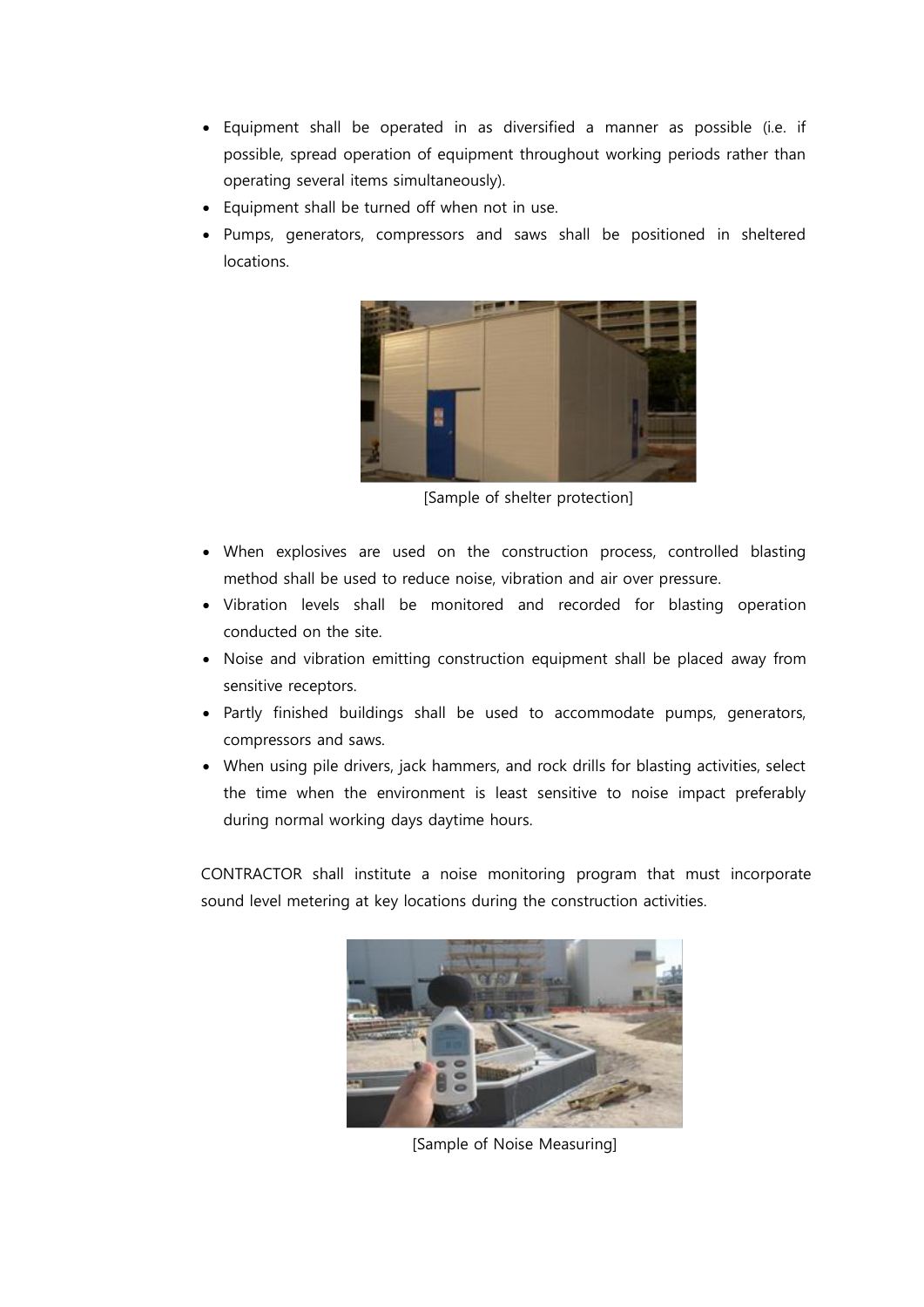- Equipment shall be operated in as diversified a manner as possible (i.e. if possible, spread operation of equipment throughout working periods rather than operating several items simultaneously).
- Equipment shall be turned off when not in use.
- Pumps, generators, compressors and saws shall be positioned in sheltered locations.

[Sample of shelter protection]

- When explosives are used on the construction process, controlled blasting method shall be used to reduce noise, vibration and air over pressure.
- Vibration levels shall be monitored and recorded for blasting operation conducted on the site.
- Noise and vibration emitting construction equipment shall be placed away from sensitive receptors.
- Partly finished buildings shall be used to accommodate pumps, generators, compressors and saws.
- When using pile drivers, jack hammers, and rock drills for blasting activities, select the time when the environment is least sensitive to noise impact preferably during normal working days daytime hours.

CONTRACTOR shall institute a noise monitoring program that must incorporate sound level metering at key locations during the construction activities.

[Sample of Noise Measuring]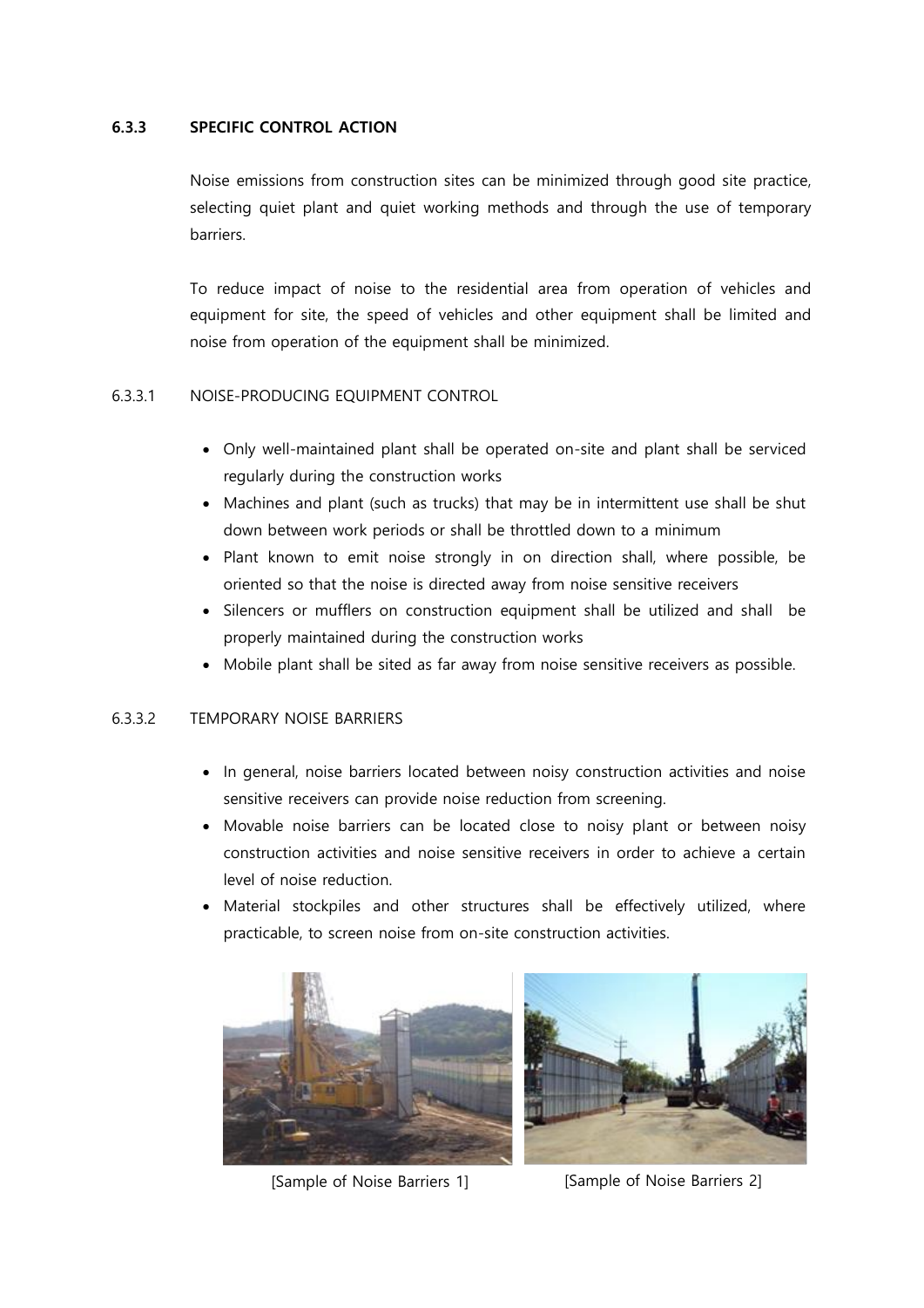### 6.3.3 SPECIFIC CONTROL ACTION

Noise emissions from construction sites can be minimized through good site practice, selecting quiet plant and quiet working methods and through the use of temporary barriers.

To reduce impact of noise to the residential area from operation of vehicles and equipment for site, the speed of vehicles and other equipment shall be limited and noise from operation of the equipment shall be minimized.

#### 6.3.3.1 NOISE-PRODUCING EQUIPMENT CONTROL

- Only well-maintained plant shall be operated on-site and plant shall be serviced regularly during the construction works
- Machines and plant (such as trucks) that may be in intermittent use shall be shut down between work periods or shall be throttled down to a minimum
- Plant known to emit noise strongly in on direction shall, where possible, be oriented so that the noise is directed away from noise sensitive receivers
- Silencers or mufflers on construction equipment shall be utilized and shall be properly maintained during the construction works
- Mobile plant shall be sited as far away from noise sensitive receivers as possible.

#### 6.3.3.2 TEMPORARY NOISE BARRIERS

- In general, noise barriers located between noisy construction activities and noise sensitive receivers can provide noise reduction from screening.
- Movable noise barriers can be located close to noisy plant or between noisy construction activities and noise sensitive receivers in order to achieve a certain level of noise reduction.
- Material stockpiles and other structures shall be effectively utilized, where practicable, to screen noise from on-site construction activities.

[Sample of Noise Barriers 1]

[Sample of Noise Barriers 2]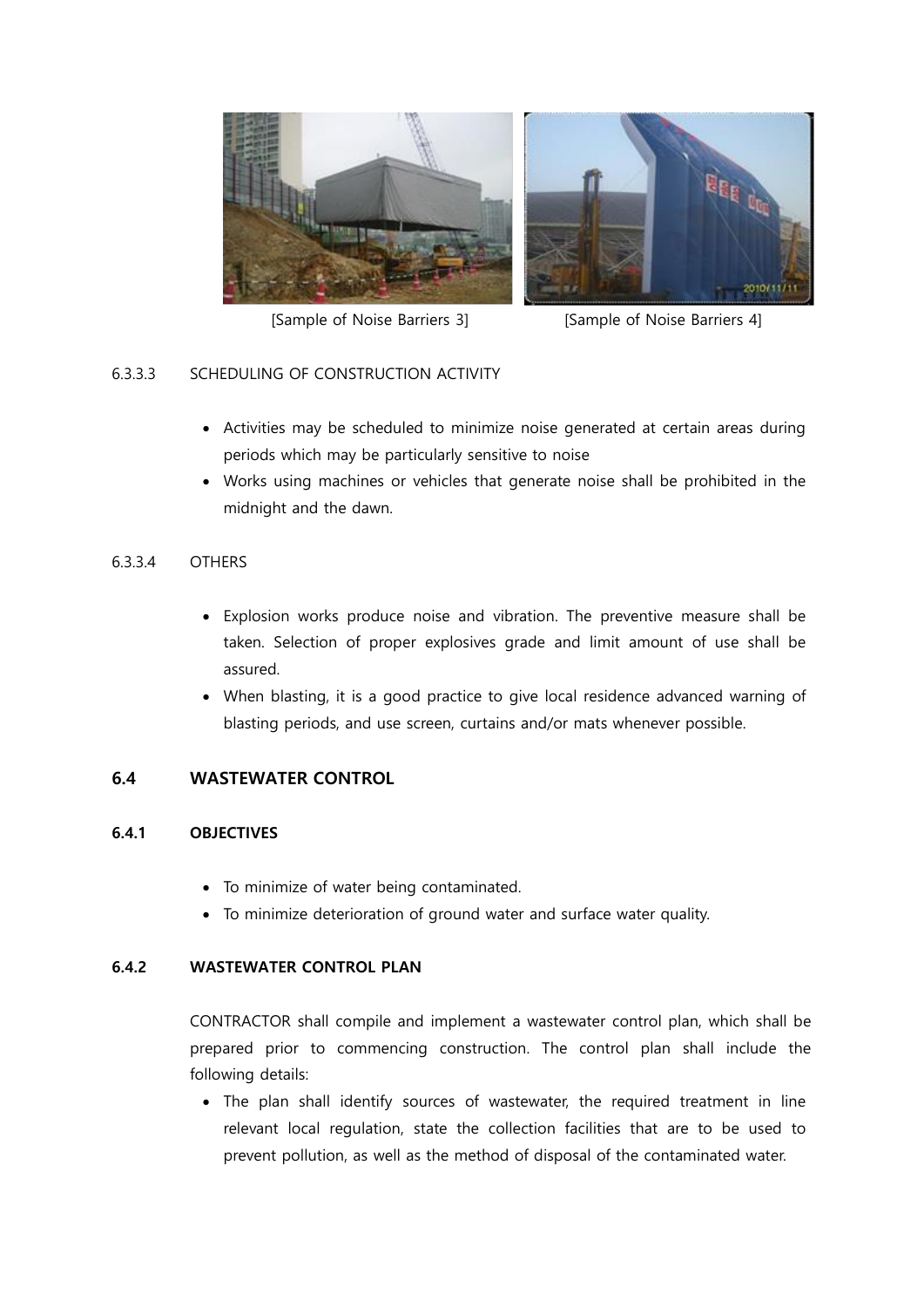[Sample of Noise Barriers 3] [Sample of Noise Barriers 4]

6.3.3.3 SCHEDULING OF CONSTRUCTION ACTIVITY

- Activities may be scheduled to minimize noise generated at certain areas during periods which may be particularly sensitive to noise
- Works using machines or vehicles that generate noise shall be prohibited in the midnight and the dawn.

6.3.3.4 OTHERS

- Explosion works produce noise and vibration. The preventive measure shall be taken. Selection of proper explosives grade and limit amount of use shall be assured.
- When blasting, it is a good practice to give local residence advanced warning of blasting periods, and use screen, curtains and/or mats whenever possible.

## 6.4 WASTEWATER CONTROL

### 6.4.1 OBJECTIVES

- To minimize of water being contaminated.
- To minimize deterioration of ground water and surface water quality.

### 6.4.2 WASTEWATER CONTROL PLAN

CONTRACTOR shall compile and implement a wastewater control plan, which shall be prepared prior to commencing construction. The control plan shall include the following details:

- The plan shall identify sources of wastewater, the required treatment in line relevant local regulation, state the collection facilities that are to be used to prevent pollution, as well as the method of disposal of the contaminated water.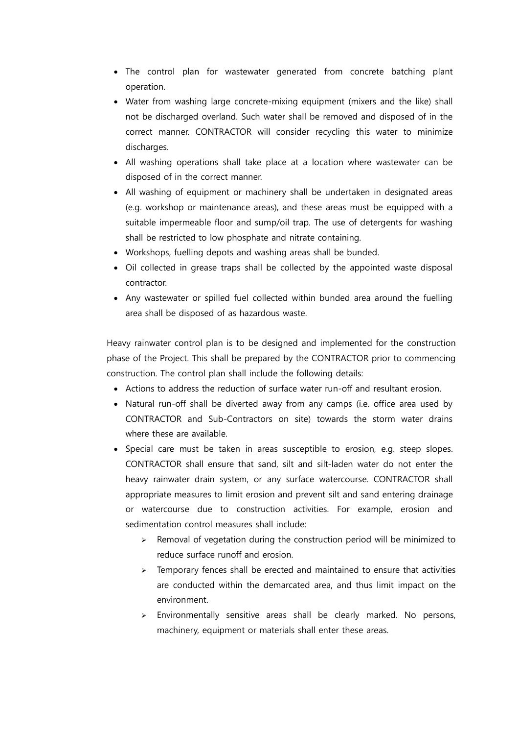- The control plan for wastewater generated from concrete batching plant operation.
- Water from washing large concrete-mixing equipment (mixers and the like) shall not be discharged overland. Such water shall be removed and disposed of in the correct manner. CONTRACTOR will consider recycling this water to minimize discharges.
- All washing operations shall take place at a location where wastewater can be disposed of in the correct manner.
- All washing of equipment or machinery shall be undertaken in designated areas (e.g. workshop or maintenance areas), and these areas must be equipped with a suitable impermeable floor and sump/oil trap. The use of detergents for washing shall be restricted to low phosphate and nitrate containing.
- Workshops, fuelling depots and washing areas shall be bunded.
- Oil collected in grease traps shall be collected by the appointed waste disposal contractor.
- Any wastewater or spilled fuel collected within bunded area around the fuelling area shall be disposed of as hazardous waste.

Heavy rainwater control plan is to be designed and implemented for the construction phase of the Project. This shall be prepared by the CONTRACTOR prior to commencing construction. The control plan shall include the following details:

- Actions to address the reduction of surface water run-off and resultant erosion.
- Natural run-off shall be diverted away from any camps (i.e. office area used by CONTRACTOR and Sub-Contractors on site) towards the storm water drains where these are available.
- Special care must be taken in areas susceptible to erosion, e.g. steep slopes. CONTRACTOR shall ensure that sand, silt and silt-laden water do not enter the heavy rainwater drain system, or any surface watercourse. CONTRACTOR shall appropriate measures to limit erosion and prevent silt and sand entering drainage or watercourse due to construction activities. For example, erosion and sedimentation control measures shall include:
  - Removal of vegetation during the construction period will be minimized to reduce surface runoff and erosion.
  - Temporary fences shall be erected and maintained to ensure that activities are conducted within the demarcated area, and thus limit impact on the environment.
  - Environmentally sensitive areas shall be clearly marked. No persons, machinery, equipment or materials shall enter these areas.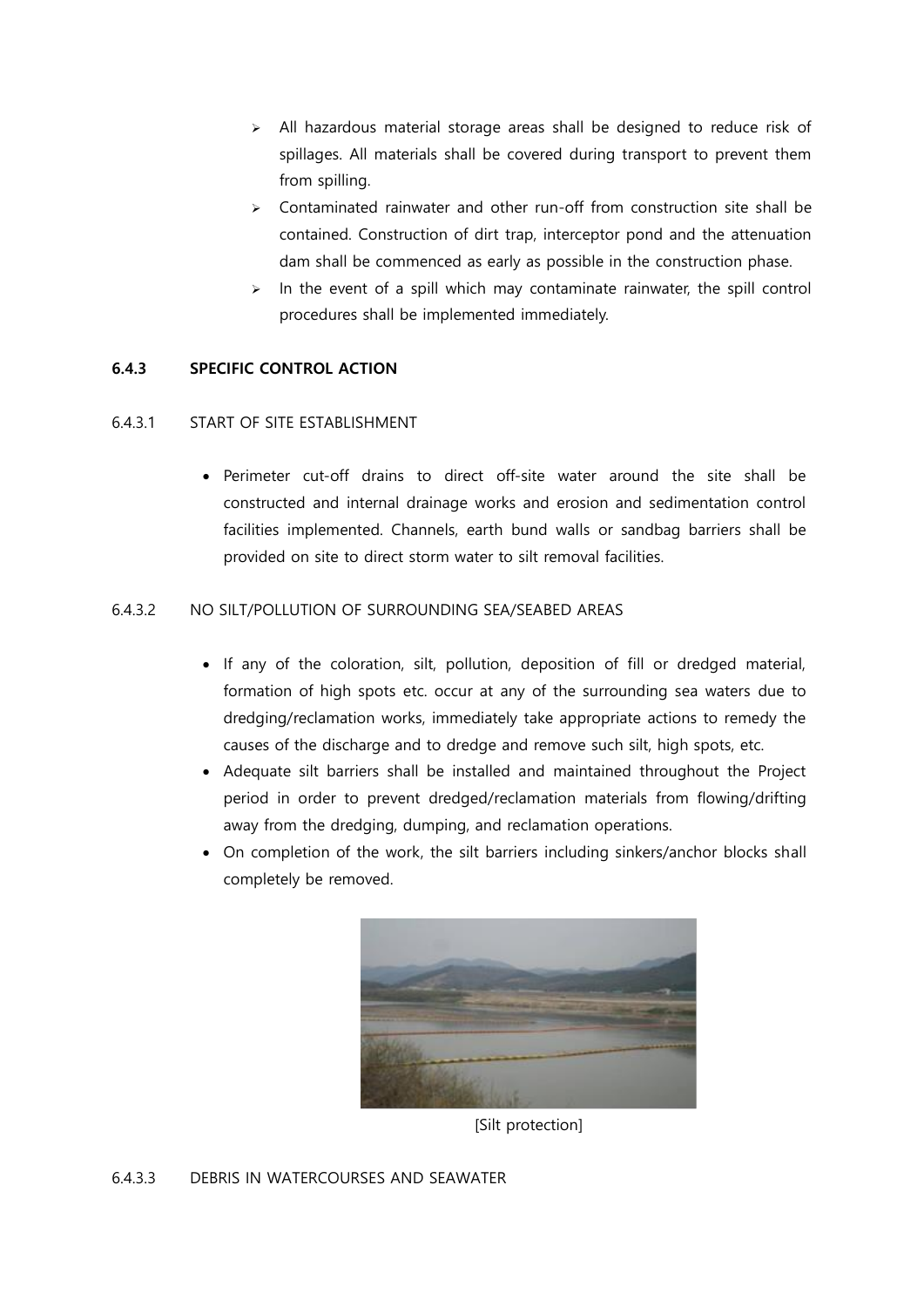- All hazardous material storage areas shall be designed to reduce risk of spillages. All materials shall be covered during transport to prevent them from spilling.
- Contaminated rainwater and other run-off from construction site shall be contained. Construction of dirt trap, interceptor pond and the attenuation dam shall be commenced as early as possible in the construction phase.
- In the event of a spill which may contaminate rainwater, the spill control procedures shall be implemented immediately.

### 6.4.3 SPECIFIC CONTROL ACTION

#### 6.4.3.1 START OF SITE ESTABLISHMENT

- Perimeter cut-off drains to direct off-site water around the site shall be constructed and internal drainage works and erosion and sedimentation control facilities implemented. Channels, earth bund walls or sandbag barriers shall be provided on site to direct storm water to silt removal facilities.

#### 6.4.3.2 NO SILT/POLLUTION OF SURROUNDING SEA/SEABED AREAS

- If any of the coloration, silt, pollution, deposition of fill or dredged material, formation of high spots etc. occur at any of the surrounding sea waters due to dredging/reclamation works, immediately take appropriate actions to remedy the causes of the discharge and to dredge and remove such silt, high spots, etc.
- Adequate silt barriers shall be installed and maintained throughout the Project period in order to prevent dredged/reclamation materials from flowing/drifting away from the dredging, dumping, and reclamation operations.
- On completion of the work, the silt barriers including sinkers/anchor blocks shall completely be removed.

[Silt protection]

#### 6.4.3.3 DEBRIS IN WATERCOURSES AND SEAWATER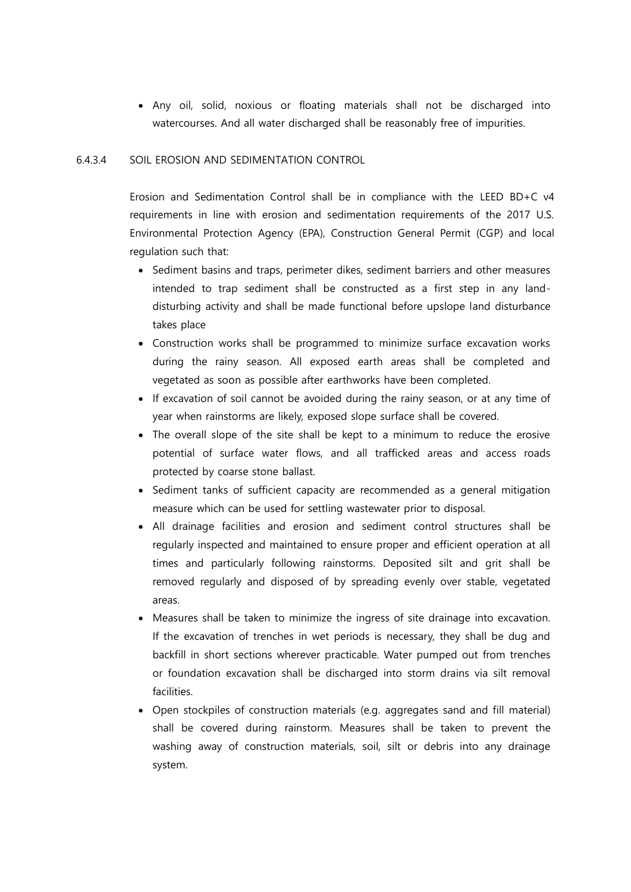- Any oil, solid, noxious or floating materials shall not be discharged into watercourses. And all water discharged shall be reasonably free of impurities.

#### 6.4.3.4 SOIL EROSION AND SEDIMENTATION CONTROL

Erosion and Sedimentation Control shall be in compliance with the LEED BD+C v4 requirements in line with erosion and sedimentation requirements of the 2017 U.S. Environmental Protection Agency (EPA), Construction General Permit (CGP) and local regulation such that:

- Sediment basins and traps, perimeter dikes, sediment barriers and other measures intended to trap sediment shall be constructed as a first step in any land-disturbing activity and shall be made functional before upslope land disturbance takes place
- Construction works shall be programmed to minimize surface excavation works during the rainy season. All exposed earth areas shall be completed and vegetated as soon as possible after earthworks have been completed.
- If excavation of soil cannot be avoided during the rainy season, or at any time of year when rainstorms are likely, exposed slope surface shall be covered.
- The overall slope of the site shall be kept to a minimum to reduce the erosive potential of surface water flows, and all trafficked areas and access roads protected by coarse stone ballast.
- Sediment tanks of sufficient capacity are recommended as a general mitigation measure which can be used for settling wastewater prior to disposal.
- All drainage facilities and erosion and sediment control structures shall be regularly inspected and maintained to ensure proper and efficient operation at all times and particularly following rainstorms. Deposited silt and grit shall be removed regularly and disposed of by spreading evenly over stable, vegetated areas.
- Measures shall be taken to minimize the ingress of site drainage into excavation. If the excavation of trenches in wet periods is necessary, they shall be dug and backfill in short sections wherever practicable. Water pumped out from trenches or foundation excavation shall be discharged into storm drains via silt removal facilities.
- Open stockpiles of construction materials (e.g. aggregates sand and fill material) shall be covered during rainstorm. Measures shall be taken to prevent the washing away of construction materials, soil, silt or debris into any drainage system.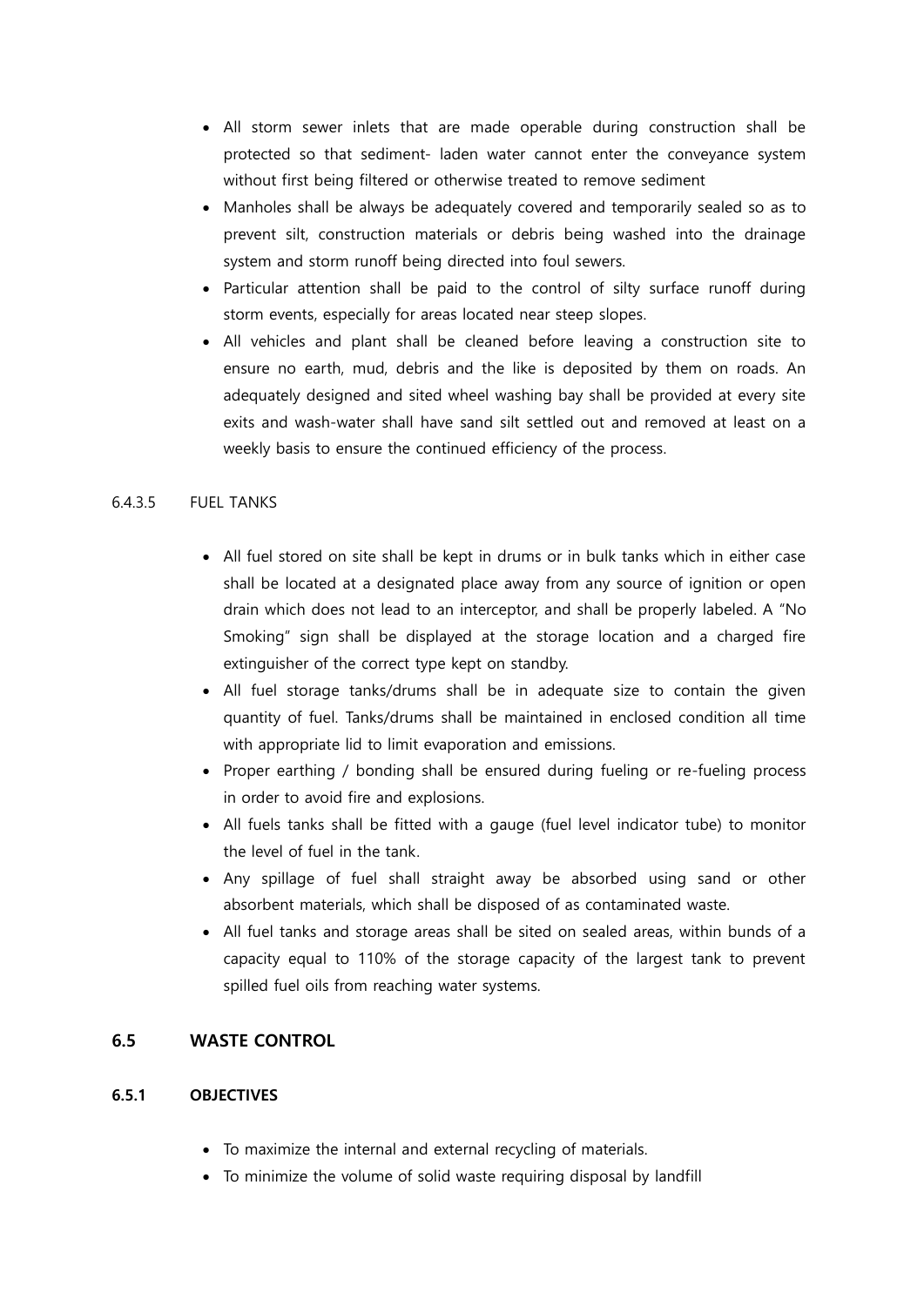- All storm sewer inlets that are made operable during construction shall be protected so that sediment- laden water cannot enter the conveyance system without first being filtered or otherwise treated to remove sediment
- Manholes shall be always be adequately covered and temporarily sealed so as to prevent silt, construction materials or debris being washed into the drainage system and storm runoff being directed into foul sewers.
- Particular attention shall be paid to the control of silty surface runoff during storm events, especially for areas located near steep slopes.
- All vehicles and plant shall be cleaned before leaving a construction site to ensure no earth, mud, debris and the like is deposited by them on roads. An adequately designed and sited wheel washing bay shall be provided at every site exits and wash-water shall have sand silt settled out and removed at least on a weekly basis to ensure the continued efficiency of the process.

#### 6.4.3.5 FUEL TANKS

- All fuel stored on site shall be kept in drums or in bulk tanks which in either case shall be located at a designated place away from any source of ignition or open drain which does not lead to an interceptor, and shall be properly labeled. A "No Smoking" sign shall be displayed at the storage location and a charged fire extinguisher of the correct type kept on standby.
- All fuel storage tanks/drums shall be in adequate size to contain the given quantity of fuel. Tanks/drums shall be maintained in enclosed condition all time with appropriate lid to limit evaporation and emissions.
- Proper earthing / bonding shall be ensured during fueling or re-fueling process in order to avoid fire and explosions.
- All fuels tanks shall be fitted with a gauge (fuel level indicator tube) to monitor the level of fuel in the tank.
- Any spillage of fuel shall straight away be absorbed using sand or other absorbent materials, which shall be disposed of as contaminated waste.
- All fuel tanks and storage areas shall be sited on sealed areas, within bunds of a capacity equal to 110% of the storage capacity of the largest tank to prevent spilled fuel oils from reaching water systems.

## 6.5 WASTE CONTROL

### 6.5.1 OBJECTIVES

- To maximize the internal and external recycling of materials.
- To minimize the volume of solid waste requiring disposal by landfill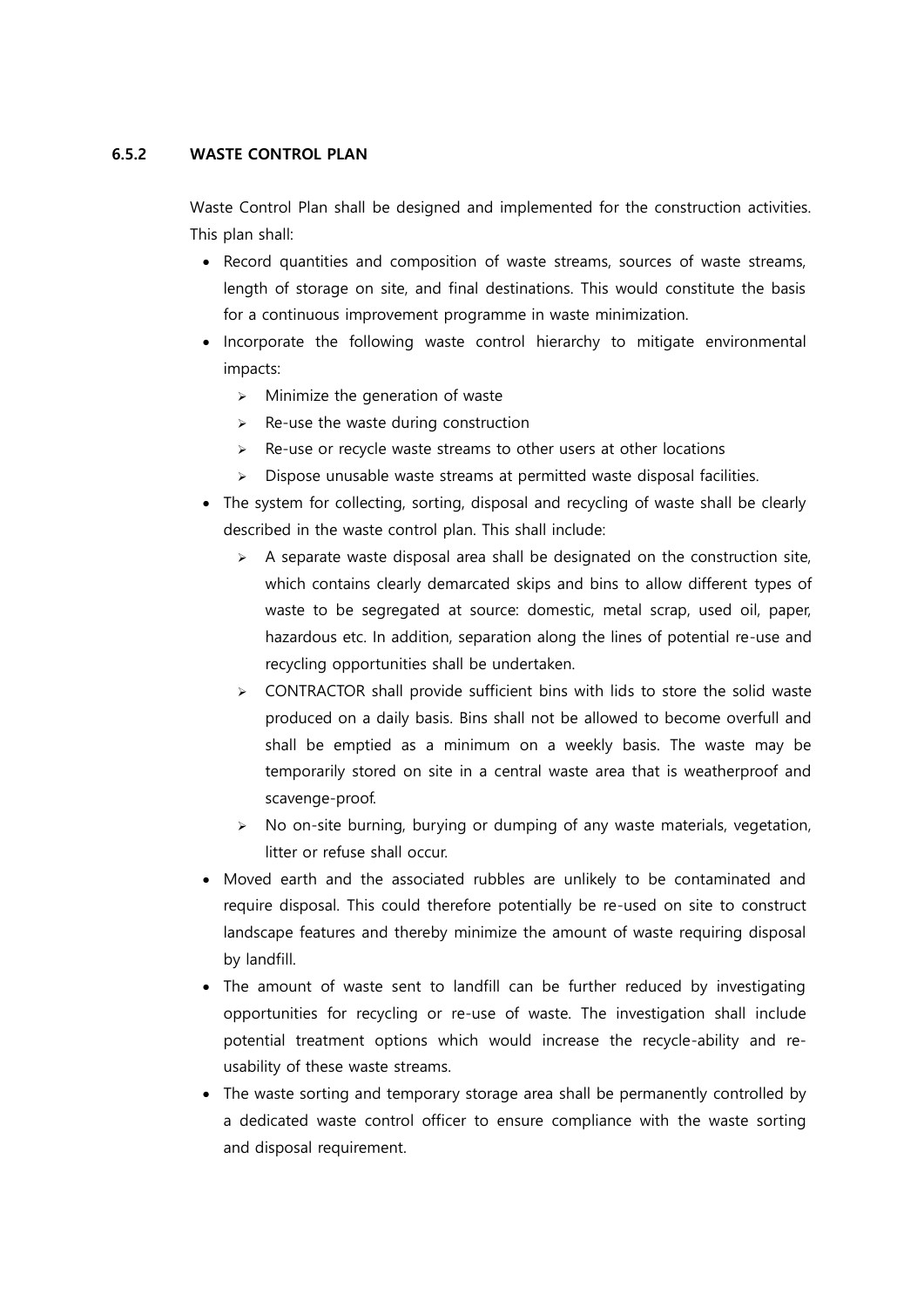### 6.5.2 WASTE CONTROL PLAN

Waste Control Plan shall be designed and implemented for the construction activities. This plan shall:

- Record quantities and composition of waste streams, sources of waste streams, length of storage on site, and final destinations. This would constitute the basis for a continuous improvement programme in waste minimization.
- Incorporate the following waste control hierarchy to mitigate environmental impacts:
  - Minimize the generation of waste
  - Re-use the waste during construction
  - Re-use or recycle waste streams to other users at other locations
  - Dispose unusable waste streams at permitted waste disposal facilities.
- The system for collecting, sorting, disposal and recycling of waste shall be clearly described in the waste control plan. This shall include:
  - A separate waste disposal area shall be designated on the construction site, which contains clearly demarcated skips and bins to allow different types of waste to be segregated at source: domestic, metal scrap, used oil, paper, hazardous etc. In addition, separation along the lines of potential re-use and recycling opportunities shall be undertaken.
  - CONTRACTOR shall provide sufficient bins with lids to store the solid waste produced on a daily basis. Bins shall not be allowed to become overfull and shall be emptied as a minimum on a weekly basis. The waste may be temporarily stored on site in a central waste area that is weatherproof and scavenge-proof.
  - No on-site burning, burying or dumping of any waste materials, vegetation, litter or refuse shall occur.
- Moved earth and the associated rubbles are unlikely to be contaminated and require disposal. This could therefore potentially be re-used on site to construct landscape features and thereby minimize the amount of waste requiring disposal by landfill.
- The amount of waste sent to landfill can be further reduced by investigating opportunities for recycling or re-use of waste. The investigation shall include potential treatment options which would increase the recycle-ability and re-usability of these waste streams.
- The waste sorting and temporary storage area shall be permanently controlled by a dedicated waste control officer to ensure compliance with the waste sorting and disposal requirement.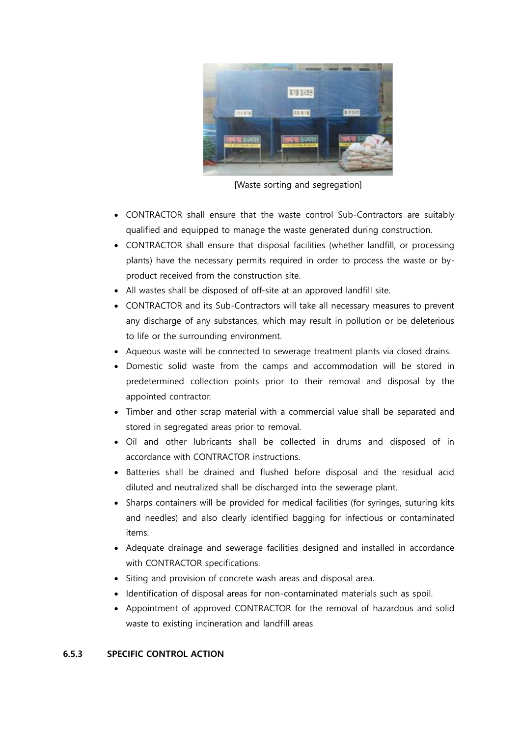[Waste sorting and segregation]

- CONTRACTOR shall ensure that the waste control Sub-Contractors are suitably qualified and equipped to manage the waste generated during construction.
- CONTRACTOR shall ensure that disposal facilities (whether landfill, or processing plants) have the necessary permits required in order to process the waste or by-product received from the construction site.
- All wastes shall be disposed of off-site at an approved landfill site.
- CONTRACTOR and its Sub-Contractors will take all necessary measures to prevent any discharge of any substances, which may result in pollution or be deleterious to life or the surrounding environment.
- Aqueous waste will be connected to sewerage treatment plants via closed drains.
- Domestic solid waste from the camps and accommodation will be stored in predetermined collection points prior to their removal and disposal by the appointed contractor.
- Timber and other scrap material with a commercial value shall be separated and stored in segregated areas prior to removal.
- Oil and other lubricants shall be collected in drums and disposed of in accordance with CONTRACTOR instructions.
- Batteries shall be drained and flushed before disposal and the residual acid diluted and neutralized shall be discharged into the sewerage plant.
- Sharps containers will be provided for medical facilities (for syringes, suturing kits and needles) and also clearly identified bagging for infectious or contaminated items.
- Adequate drainage and sewerage facilities designed and installed in accordance with CONTRACTOR specifications.
- Siting and provision of concrete wash areas and disposal area.
- Identification of disposal areas for non-contaminated materials such as spoil.
- Appointment of approved CONTRACTOR for the removal of hazardous and solid waste to existing incineration and landfill areas

### 6.5.3 SPECIFIC CONTROL ACTION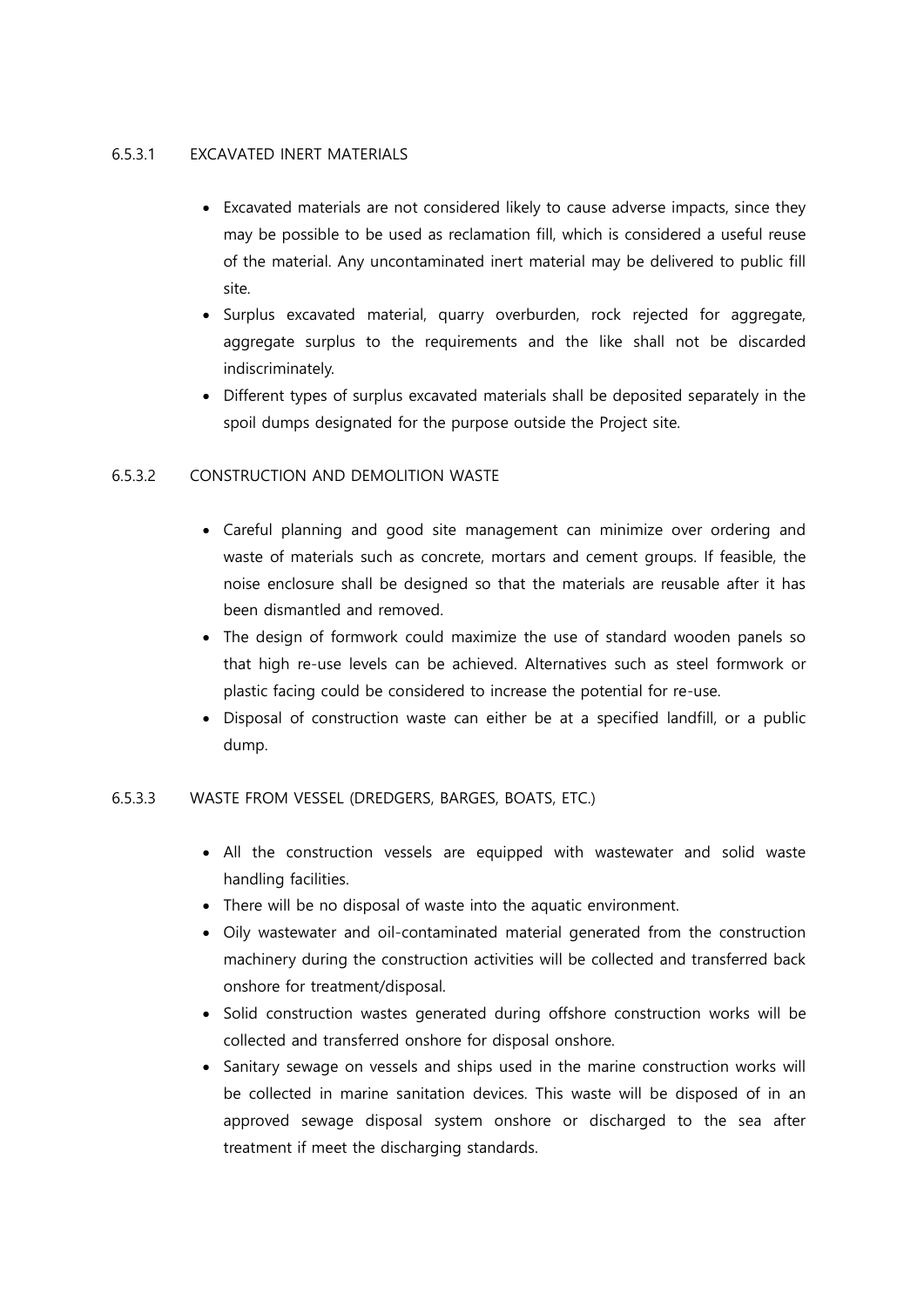#### 6.5.3.1 EXCAVATED INERT MATERIALS

- Excavated materials are not considered likely to cause adverse impacts, since they may be possible to be used as reclamation fill, which is considered a useful reuse of the material. Any uncontaminated inert material may be delivered to public fill site.
- Surplus excavated material, quarry overburden, rock rejected for aggregate, aggregate surplus to the requirements and the like shall not be discarded indiscriminately.
- Different types of surplus excavated materials shall be deposited separately in the spoil dumps designated for the purpose outside the Project site.

#### 6.5.3.2 CONSTRUCTION AND DEMOLITION WASTE

- Careful planning and good site management can minimize over ordering and waste of materials such as concrete, mortars and cement groups. If feasible, the noise enclosure shall be designed so that the materials are reusable after it has been dismantled and removed.
- The design of formwork could maximize the use of standard wooden panels so that high re-use levels can be achieved. Alternatives such as steel formwork or plastic facing could be considered to increase the potential for re-use.
- Disposal of construction waste can either be at a specified landfill, or a public dump.

#### 6.5.3.3 WASTE FROM VESSEL (DREDGERS, BARGES, BOATS, ETC.)

- All the construction vessels are equipped with wastewater and solid waste handling facilities.
- There will be no disposal of waste into the aquatic environment.
- Oily wastewater and oil-contaminated material generated from the construction machinery during the construction activities will be collected and transferred back onshore for treatment/disposal.
- Solid construction wastes generated during offshore construction works will be collected and transferred onshore for disposal onshore.
- Sanitary sewage on vessels and ships used in the marine construction works will be collected in marine sanitation devices. This waste will be disposed of in an approved sewage disposal system onshore or discharged to the sea after treatment if meet the discharging standards.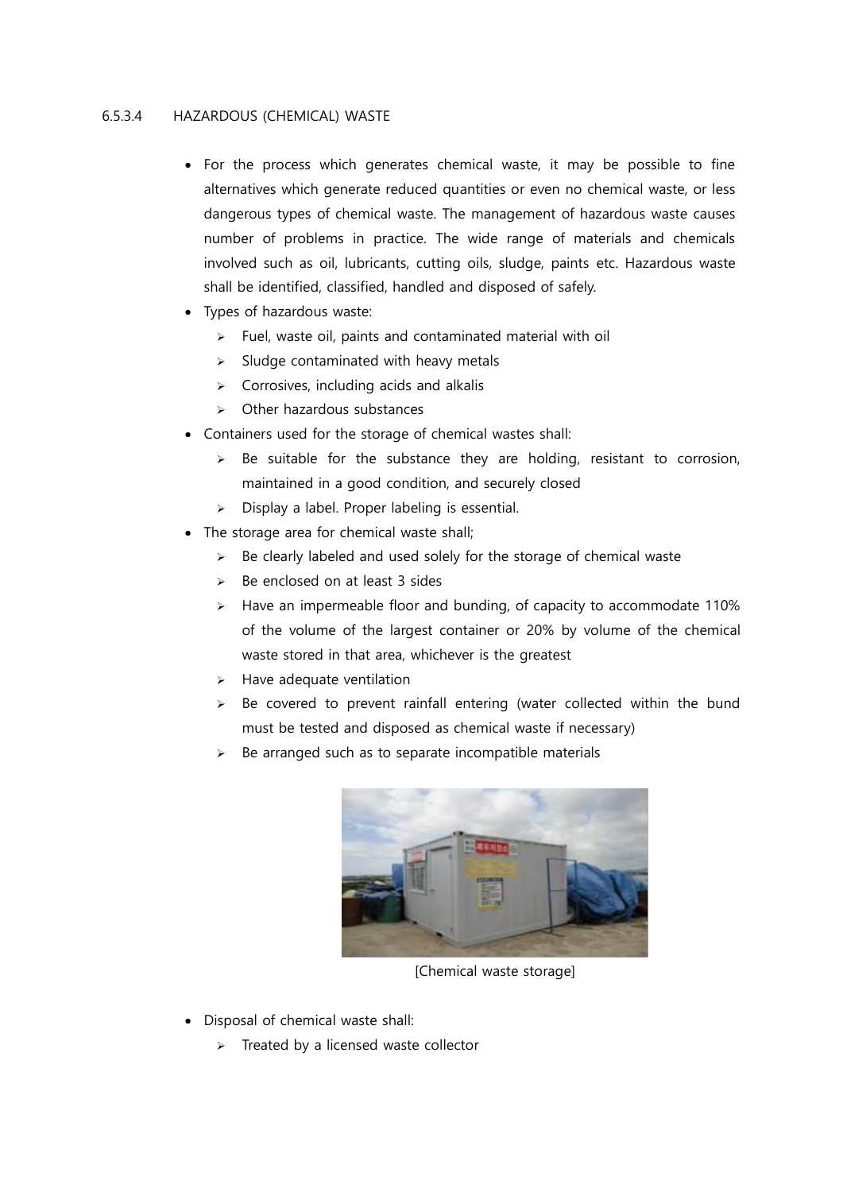#### 6.5.3.4 HAZARDOUS (CHEMICAL) WASTE

- For the process which generates chemical waste, it may be possible to fine alternatives which generate reduced quantities or even no chemical waste, or less dangerous types of chemical waste. The management of hazardous waste causes number of problems in practice. The wide range of materials and chemicals involved such as oil, lubricants, cutting oils, sludge, paints etc. Hazardous waste shall be identified, classified, handled and disposed of safely.
- Types of hazardous waste:
  - Fuel, waste oil, paints and contaminated material with oil
  - Sludge contaminated with heavy metals
  - Corrosives, including acids and alkalis
  - Other hazardous substances
- Containers used for the storage of chemical wastes shall:
  - Be suitable for the substance they are holding, resistant to corrosion, maintained in a good condition, and securely closed
  - Display a label. Proper labeling is essential.
- The storage area for chemical waste shall;
  - Be clearly labeled and used solely for the storage of chemical waste
  - Be enclosed on at least 3 sides
  - Have an impermeable floor and bunding, of capacity to accommodate 110% of the volume of the largest container or 20% by volume of the chemical waste stored in that area, whichever is the greatest
  - Have adequate ventilation
  - Be covered to prevent rainfall entering (water collected within the bund must be tested and disposed as chemical waste if necessary)
  - Be arranged such as to separate incompatible materials

[Chemical waste storage]

- Disposal of chemical waste shall:
  - Treated by a licensed waste collector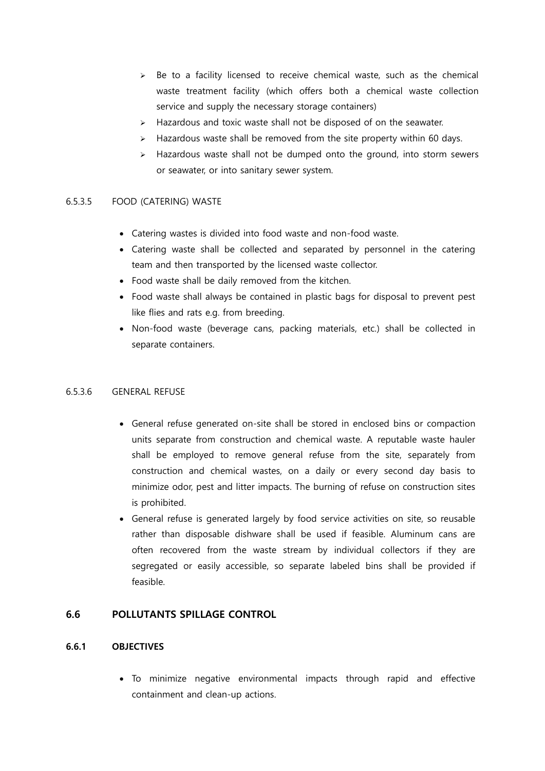- Be to a facility licensed to receive chemical waste, such as the chemical waste treatment facility (which offers both a chemical waste collection service and supply the necessary storage containers)
- Hazardous and toxic waste shall not be disposed of on the seawater.
- Hazardous waste shall be removed from the site property within 60 days.
- Hazardous waste shall not be dumped onto the ground, into storm sewers or seawater, or into sanitary sewer system.

#### 6.5.3.5 FOOD (CATERING) WASTE

- Catering wastes is divided into food waste and non-food waste.
- Catering waste shall be collected and separated by personnel in the catering team and then transported by the licensed waste collector.
- Food waste shall be daily removed from the kitchen.
- Food waste shall always be contained in plastic bags for disposal to prevent pest like flies and rats e.g. from breeding.
- Non-food waste (beverage cans, packing materials, etc.) shall be collected in separate containers.

#### 6.5.3.6 GENERAL REFUSE

- General refuse generated on-site shall be stored in enclosed bins or compaction units separate from construction and chemical waste. A reputable waste hauler shall be employed to remove general refuse from the site, separately from construction and chemical wastes, on a daily or every second day basis to minimize odor, pest and litter impacts. The burning of refuse on construction sites is prohibited.
- General refuse is generated largely by food service activities on site, so reusable rather than disposable dishware shall be used if feasible. Aluminum cans are often recovered from the waste stream by individual collectors if they are segregated or easily accessible, so separate labeled bins shall be provided if feasible.

## 6.6 POLLUTANTS SPILLAGE CONTROL

### 6.6.1 OBJECTIVES

- To minimize negative environmental impacts through rapid and effective containment and clean-up actions.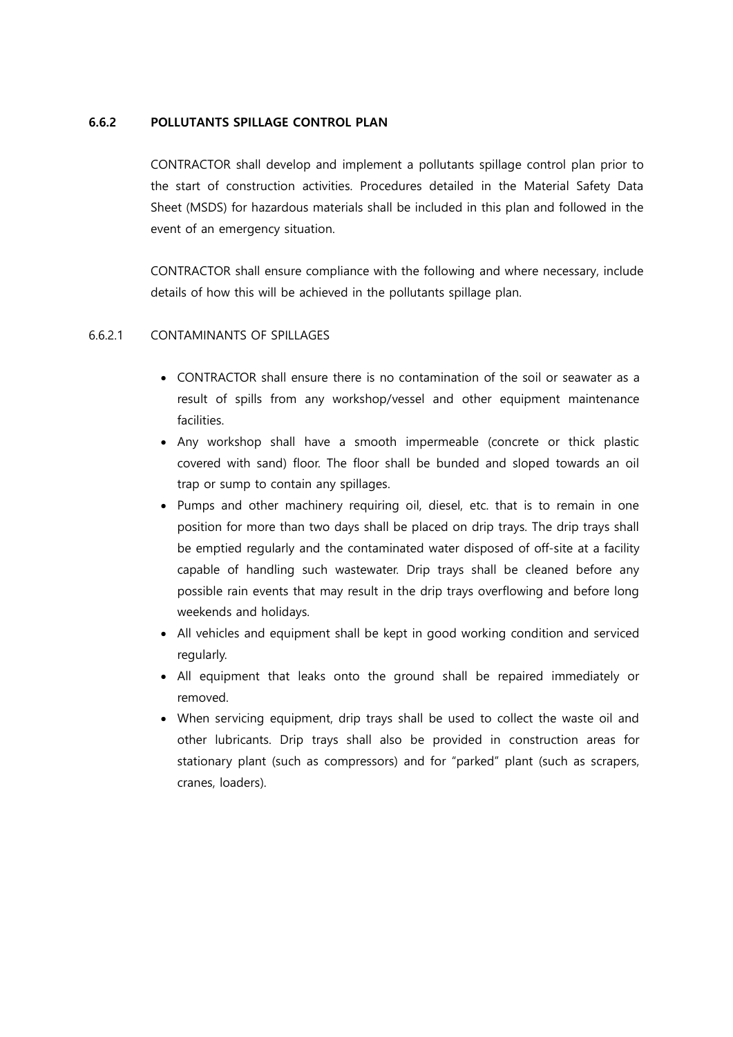### 6.6.2 POLLUTANTS SPILLAGE CONTROL PLAN

CONTRACTOR shall develop and implement a pollutants spillage control plan prior to the start of construction activities. Procedures detailed in the Material Safety Data Sheet (MSDS) for hazardous materials shall be included in this plan and followed in the event of an emergency situation.

CONTRACTOR shall ensure compliance with the following and where necessary, include details of how this will be achieved in the pollutants spillage plan.

#### 6.6.2.1 CONTAMINANTS OF SPILLAGES

- CONTRACTOR shall ensure there is no contamination of the soil or seawater as a result of spills from any workshop/vessel and other equipment maintenance facilities.
- Any workshop shall have a smooth impermeable (concrete or thick plastic covered with sand) floor. The floor shall be bunded and sloped towards an oil trap or sump to contain any spillages.
- Pumps and other machinery requiring oil, diesel, etc. that is to remain in one position for more than two days shall be placed on drip trays. The drip trays shall be emptied regularly and the contaminated water disposed of off-site at a facility capable of handling such wastewater. Drip trays shall be cleaned before any possible rain events that may result in the drip trays overflowing and before long weekends and holidays.
- All vehicles and equipment shall be kept in good working condition and serviced regularly.
- All equipment that leaks onto the ground shall be repaired immediately or removed.
- When servicing equipment, drip trays shall be used to collect the waste oil and other lubricants. Drip trays shall also be provided in construction areas for stationary plant (such as compressors) and for "parked" plant (such as scrapers, cranes, loaders).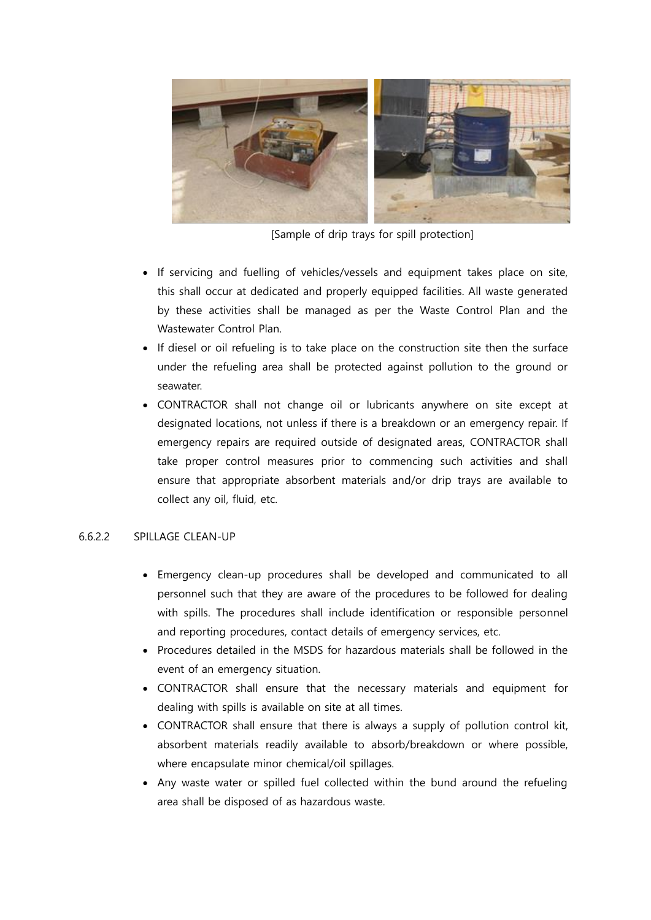[Sample of drip trays for spill protection]

- If servicing and fuelling of vehicles/vessels and equipment takes place on site, this shall occur at dedicated and properly equipped facilities. All waste generated by these activities shall be managed as per the Waste Control Plan and the Wastewater Control Plan.
- If diesel or oil refueling is to take place on the construction site then the surface under the refueling area shall be protected against pollution to the ground or seawater.
- CONTRACTOR shall not change oil or lubricants anywhere on site except at designated locations, not unless if there is a breakdown or an emergency repair. If emergency repairs are required outside of designated areas, CONTRACTOR shall take proper control measures prior to commencing such activities and shall ensure that appropriate absorbent materials and/or drip trays are available to collect any oil, fluid, etc.

#### 6.6.2.2 SPILLAGE CLEAN-UP

- Emergency clean-up procedures shall be developed and communicated to all personnel such that they are aware of the procedures to be followed for dealing with spills. The procedures shall include identification or responsible personnel and reporting procedures, contact details of emergency services, etc.
- Procedures detailed in the MSDS for hazardous materials shall be followed in the event of an emergency situation.
- CONTRACTOR shall ensure that the necessary materials and equipment for dealing with spills is available on site at all times.
- CONTRACTOR shall ensure that there is always a supply of pollution control kit, absorbent materials readily available to absorb/breakdown or where possible, where encapsulate minor chemical/oil spillages.
- Any waste water or spilled fuel collected within the bund around the refueling area shall be disposed of as hazardous waste.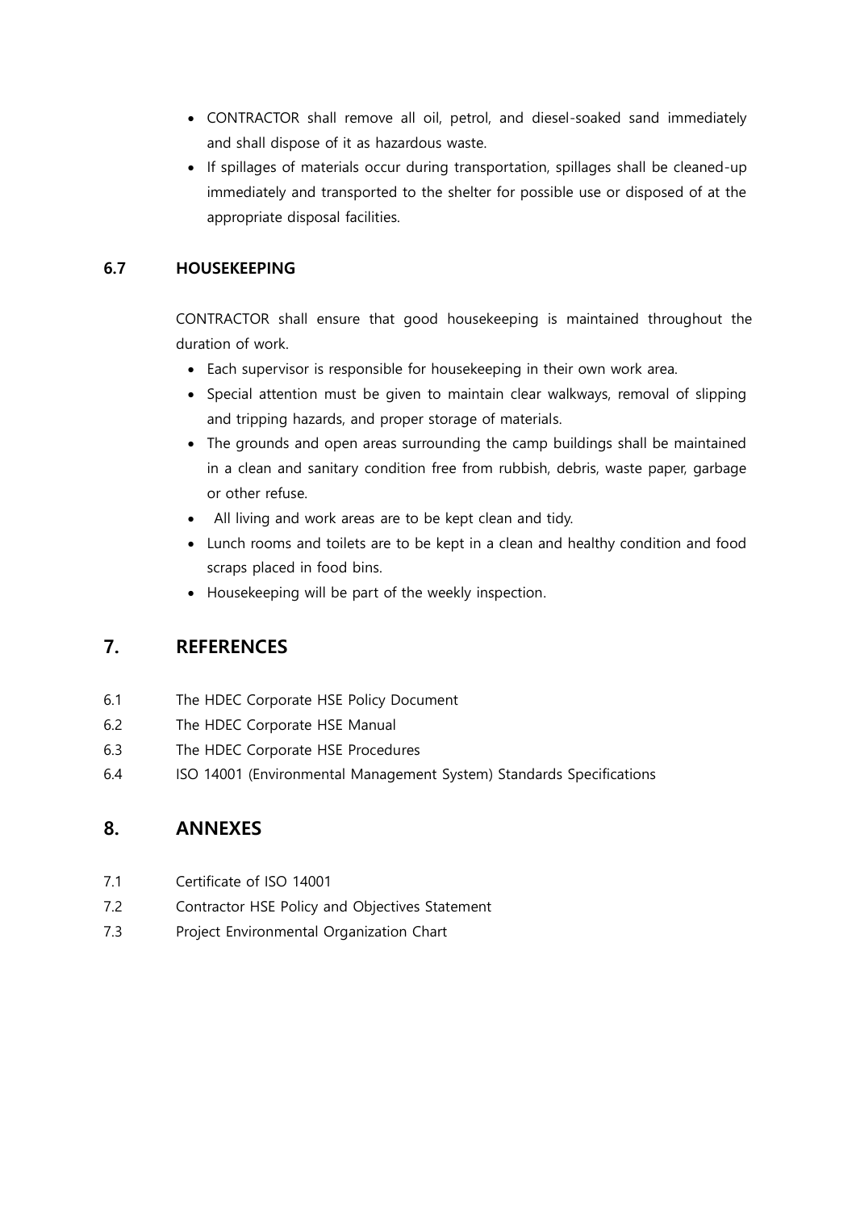- CONTRACTOR shall remove all oil, petrol, and diesel-soaked sand immediately and shall dispose of it as hazardous waste.
- If spillages of materials occur during transportation, spillages shall be cleaned-up immediately and transported to the shelter for possible use or disposed of at the appropriate disposal facilities.

### 6.7 HOUSEKEEPING

CONTRACTOR shall ensure that good housekeeping is maintained throughout the duration of work.

- Each supervisor is responsible for housekeeping in their own work area.
- Special attention must be given to maintain clear walkways, removal of slipping and tripping hazards, and proper storage of materials.
- The grounds and open areas surrounding the camp buildings shall be maintained in a clean and sanitary condition free from rubbish, debris, waste paper, garbage or other refuse.
- All living and work areas are to be kept clean and tidy.
- Lunch rooms and toilets are to be kept in a clean and healthy condition and food scraps placed in food bins.
- Housekeeping will be part of the weekly inspection.

## 7. REFERENCES

6.1 The HDEC Corporate HSE Policy Document

6.2 The HDEC Corporate HSE Manual

6.3 The HDEC Corporate HSE Procedures

6.4 ISO 14001 (Environmental Management System) Standards Specifications

## 8. ANNEXES

7.1 Certificate of ISO 14001

7.2 Contractor HSE Policy and Objectives Statement

7.3 Project Environmental Organization Chart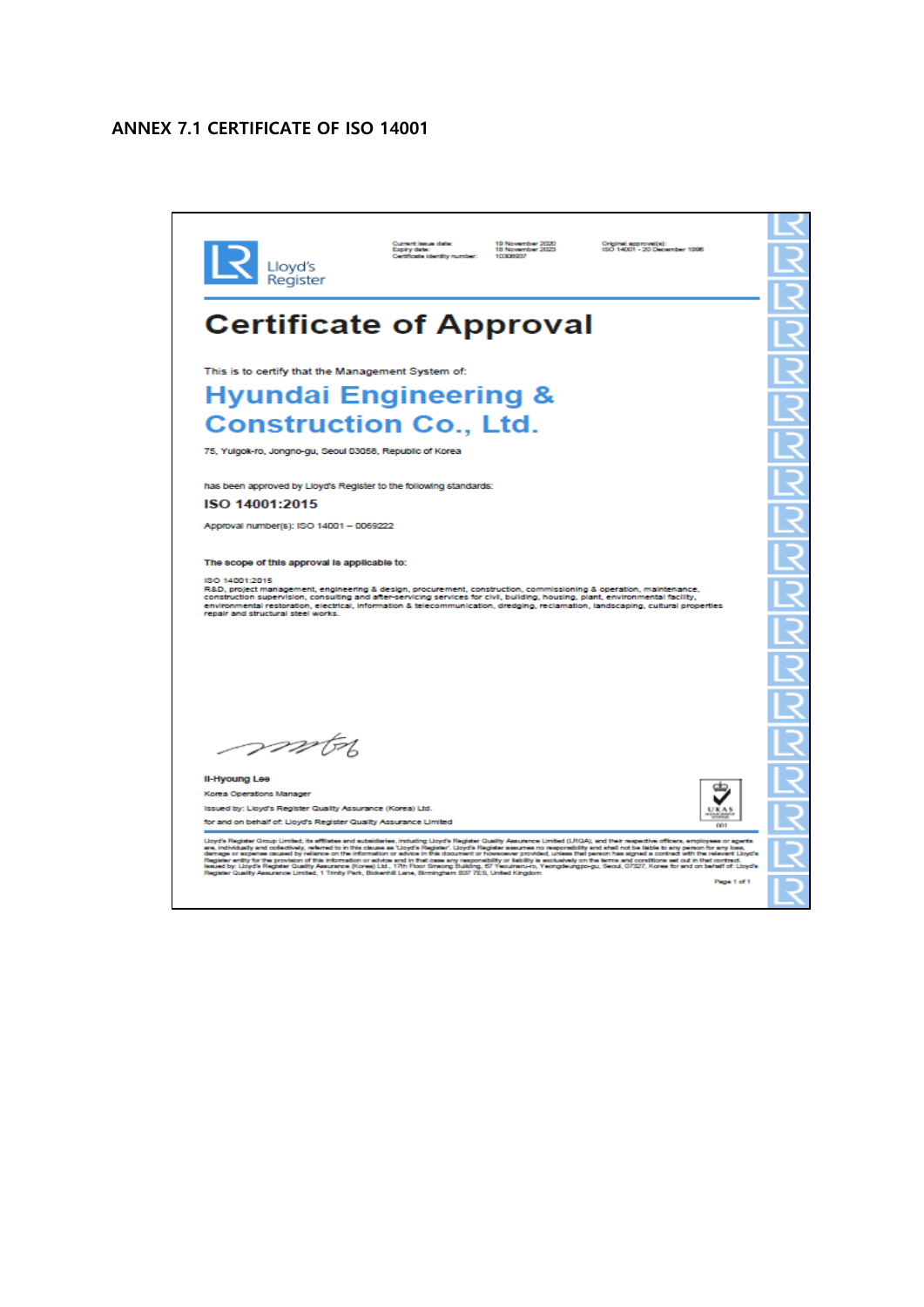## ANNEX 7.1 CERTIFICATE OF ISO 14001

Lloyd's Register

| | | |
|---|---|---|
| Current issue date: | 19 November 2020 | Original approval(s): |
| Expiry date: | 18 November 2023 | ISO 14001 - 20 December 1996 |
| Certificate identity number: | 10308937 | |

# Certificate of Approval

This is to certify that the Management System of:

## Hyundai Engineering & Construction Co., Ltd.

75, Yulgok-ro, Jongno-gu, Seoul 03058, Republic of Korea

has been approved by Lloyd's Register to the following standards:

**ISO 14001:2015**

Approval number(s): ISO 14001 – 0069222

**The scope of this approval is applicable to:**

ISO 14001:2015
R&D, project management, engineering & design, procurement, construction, commissioning & operation, maintenance, construction supervision, consulting and after-servicing services for civil, building, housing, plant, environmental facility, environmental restoration, electrical, information & telecommunication, dredging, reclamation, landscaping, cultural properties repair and structural steel works.

**Il-Hyoung Lee**
Korea Operations Manager
Issued by: Lloyd's Register Quality Assurance (Korea) Ltd.
for and on behalf of: Lloyd's Register Quality Assurance Limited

Lloyd's Register Group Limited, its affiliates and subsidiaries, including Lloyd's Register Quality Assurance Limited (LRQA), and their respective officers, employees or agents are, individually and collectively, referred to in this clause as 'Lloyd's Register'. Lloyd's Register assumes no responsibility and shall not be liable to any person for any loss, damage or expense caused by reliance on the information or advice in this document or howsoever provided, unless that person has signed a contract with the relevant Lloyd's Register entity for the provision of this information or advice and in that case any responsibility or liability is exclusively on the terms and conditions set out in that contract.
Issued by: Lloyd's Register Quality Assurance (Korea) Ltd., 17th Floor Sinsong Building, 67 Yeouinaru-ro, Yeongdeungpo-gu, Seoul, 07327, Korea for and on behalf of: Lloyd's Register Quality Assurance Limited, 1 Trinity Park, Bickenhill Lane, Birmingham B37 7ES, United Kingdom

Page 1 of 1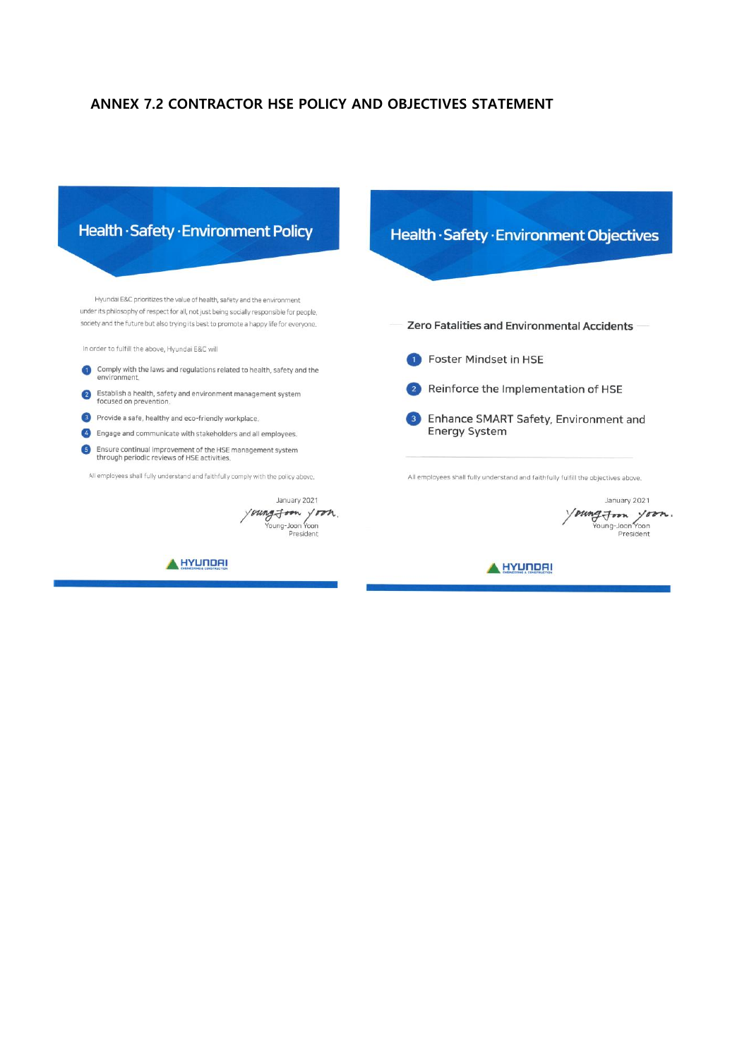# ANNEX 7.2 CONTRACTOR HSE POLICY AND OBJECTIVES STATEMENT

## Health · Safety · Environment Policy

Hyundai E&C prioritizes the value of health, safety and the environment under its philosophy of respect for all, not just being socially responsible for people, society and the future but also trying its best to promote a happy life for everyone.

In order to fulfill the above, Hyundai E&C will

1. Comply with the laws and regulations related to health, safety and the environment.
2. Establish a health, safety and environment management system focused on prevention.
3. Provide a safe, healthy and eco-friendly workplace.
4. Engage and communicate with stakeholders and all employees.
5. Ensure continual improvement of the HSE management system through periodic reviews of HSE activities.

All employees shall fully understand and faithfully comply with the policy above.

January 2021

Young-Joon Yoon
President

HYUNDAI

## Health · Safety · Environment Objectives

**Zero Fatalities and Environmental Accidents**

1. Foster Mindset in HSE
2. Reinforce the Implementation of HSE
3. Enhance SMART Safety, Environment and Energy System

All employees shall fully understand and faithfully fulfill the objectives above.

January 2021

Young-Joon Yoon
President

HYUNDAI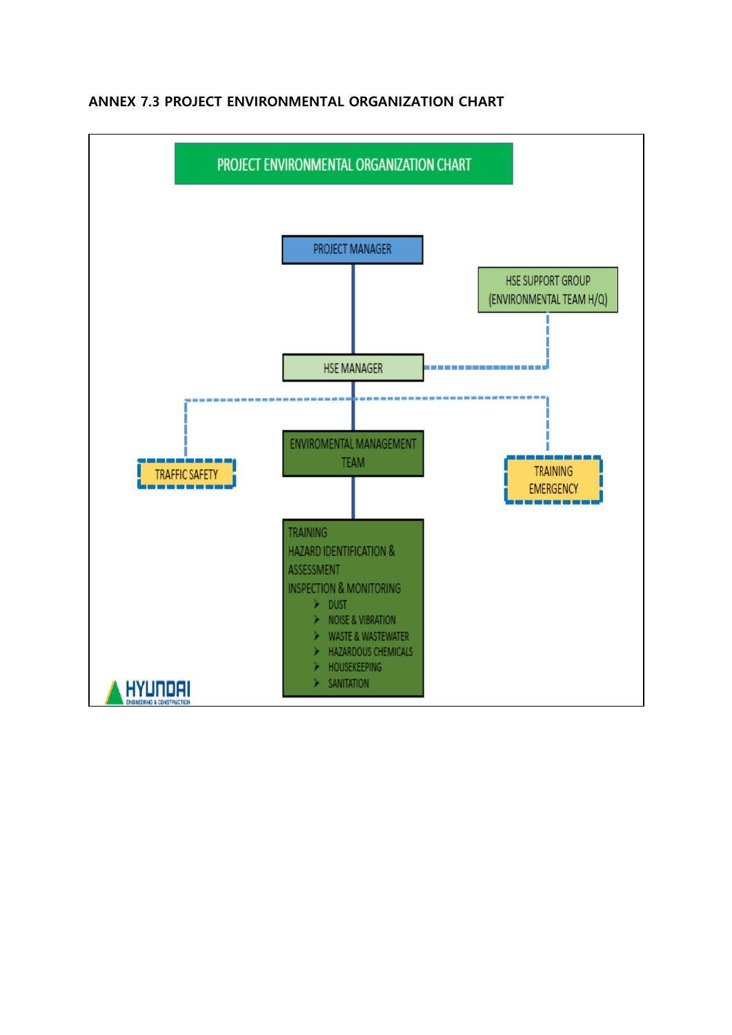## ANNEX 7.3 PROJECT ENVIRONMENTAL ORGANIZATION CHART

PROJECT ENVIRONMENTAL ORGANIZATION CHART

PROJECT MANAGER

HSE SUPPORT GROUP (ENVIRONMENTAL TEAM H/Q)

HSE MANAGER

TRAFFIC SAFETY

ENVIROMENTAL MANAGEMENT TEAM

TRAINING EMERGENCY

TRAINING
HAZARD IDENTIFICATION & ASSESSMENT
INSPECTION & MONITORING
- DUST
- NOISE & VIBRATION
- WASTE & WASTEWATER
- HAZARDOUS CHEMICALS
- HOUSEKEEPING
- SANITATION

HYUNDAI ENGINEERING & CONSTRUCTION